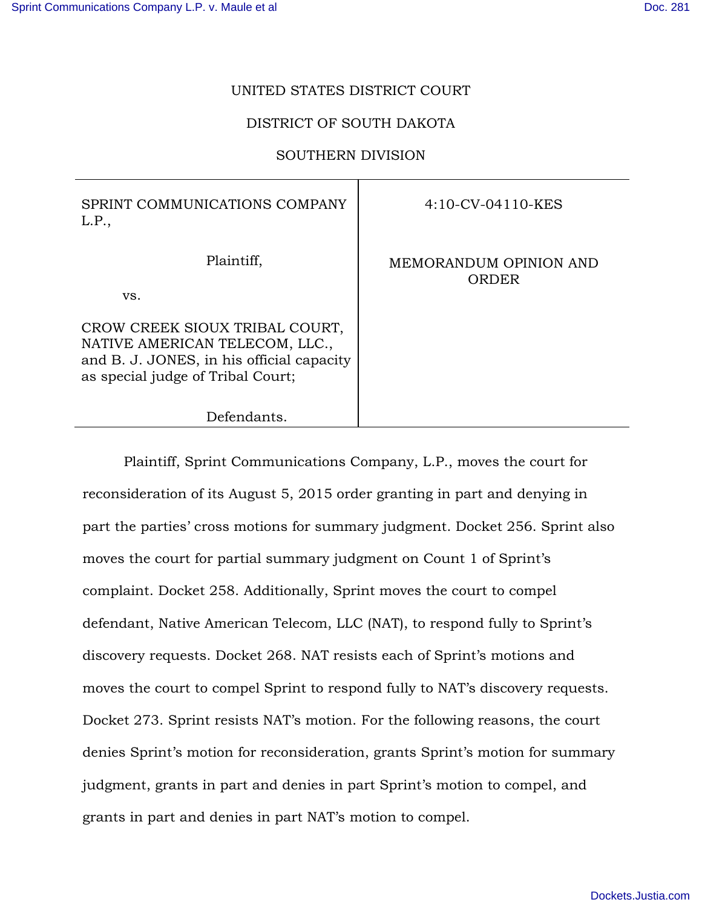UNITED STATES DISTRICT COURT

DISTRICT OF SOUTH DAKOTA

SOUTHERN DIVISION

| SPRINT COMMUNICATIONS COMPANY L.P., Plaintiff, vs. CROW CREEK SIOUX TRIBAL COURT, NATIVE AMERICAN TELECOM, LLC., and B. J. JONES, in his official capacity as special judge of Tribal Court; Defendants. | 4:10-CV-04110-KES MEMORANDUM OPINION AND ORDER |
|---|---|

Plaintiff, Sprint Communications Company, L.P., moves the court for reconsideration of its August 5, 2015 order granting in part and denying in part the parties' cross motions for summary judgment. Docket 256. Sprint also moves the court for partial summary judgment on Count 1 of Sprint's complaint. Docket 258. Additionally, Sprint moves the court to compel defendant, Native American Telecom, LLC (NAT), to respond fully to Sprint's discovery requests. Docket 268. NAT resists each of Sprint's motions and moves the court to compel Sprint to respond fully to NAT's discovery requests. Docket 273. Sprint resists NAT's motion. For the following reasons, the court denies Sprint's motion for reconsideration, grants Sprint's motion for summary judgment, grants in part and denies in part Sprint's motion to compel, and grants in part and denies in part NAT's motion to compel.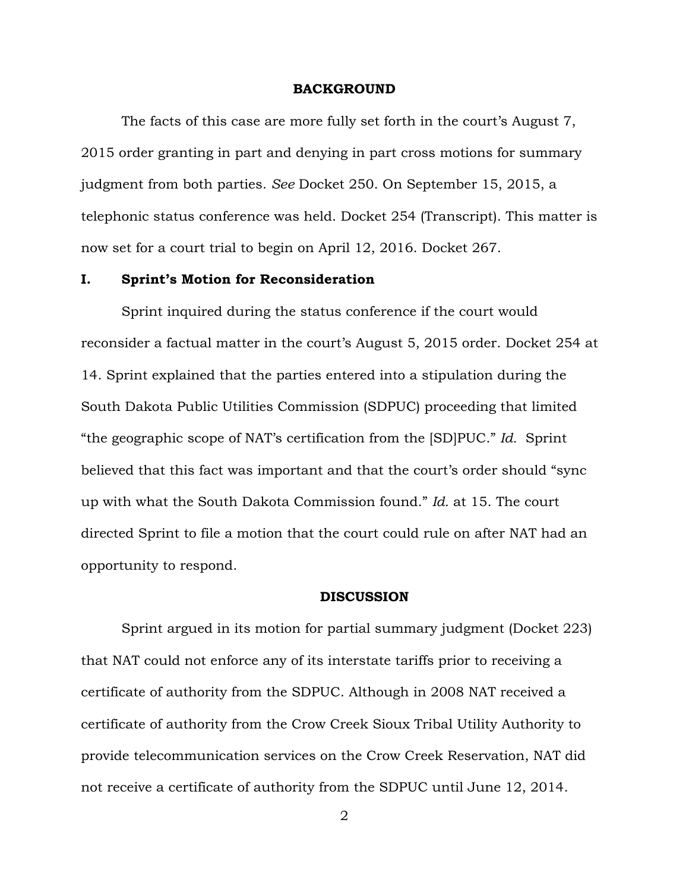## BACKGROUND

The facts of this case are more fully set forth in the court's August 7, 2015 order granting in part and denying in part cross motions for summary judgment from both parties. *See* Docket 250. On September 15, 2015, a telephonic status conference was held. Docket 254 (Transcript). This matter is now set for a court trial to begin on April 12, 2016. Docket 267.

### I. Sprint's Motion for Reconsideration

Sprint inquired during the status conference if the court would reconsider a factual matter in the court's August 5, 2015 order. Docket 254 at 14. Sprint explained that the parties entered into a stipulation during the South Dakota Public Utilities Commission (SDPUC) proceeding that limited "the geographic scope of NAT's certification from the [SD]PUC." *Id.* Sprint believed that this fact was important and that the court's order should "sync up with what the South Dakota Commission found." *Id.* at 15. The court directed Sprint to file a motion that the court could rule on after NAT had an opportunity to respond.

## DISCUSSION

Sprint argued in its motion for partial summary judgment (Docket 223) that NAT could not enforce any of its interstate tariffs prior to receiving a certificate of authority from the SDPUC. Although in 2008 NAT received a certificate of authority from the Crow Creek Sioux Tribal Utility Authority to provide telecommunication services on the Crow Creek Reservation, NAT did not receive a certificate of authority from the SDPUC until June 12, 2014.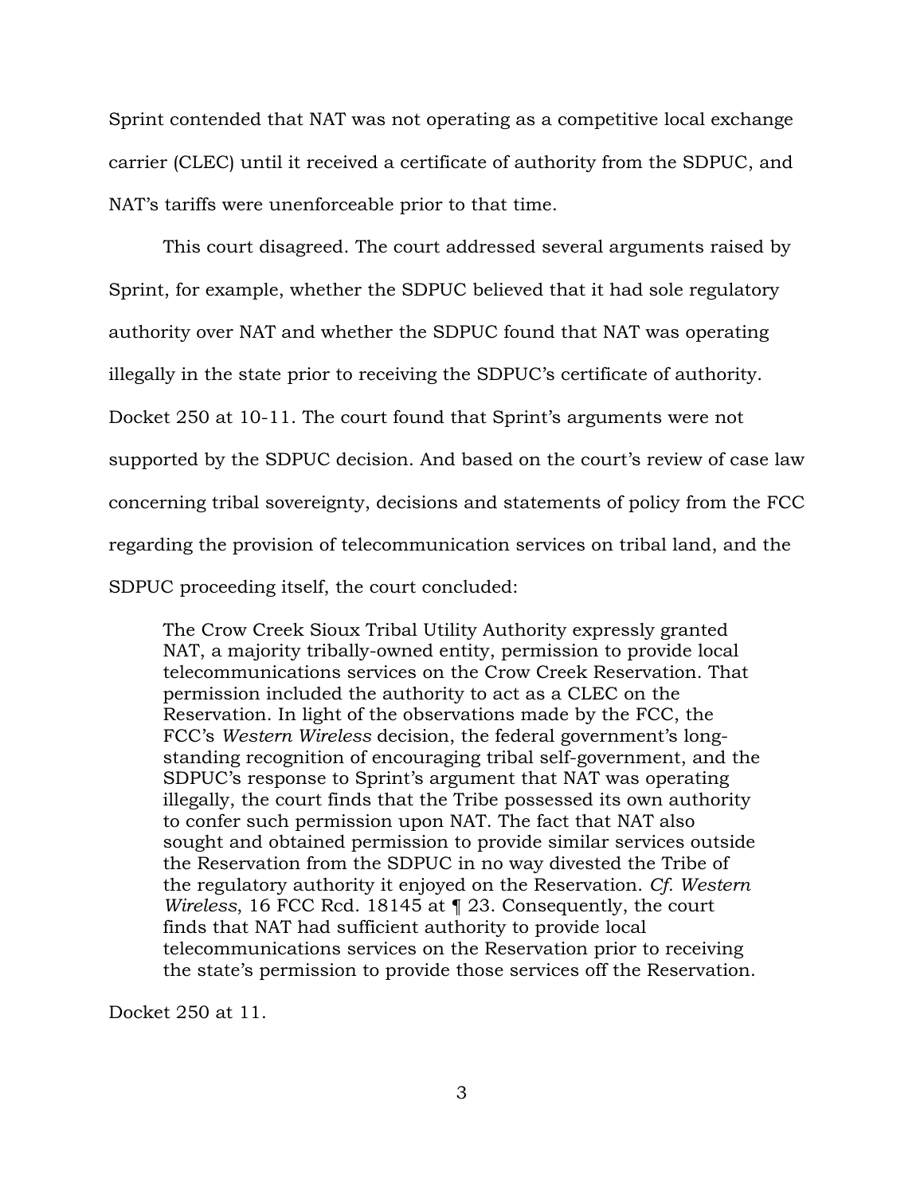Sprint contended that NAT was not operating as a competitive local exchange carrier (CLEC) until it received a certificate of authority from the SDPUC, and NAT's tariffs were unenforceable prior to that time.

This court disagreed. The court addressed several arguments raised by Sprint, for example, whether the SDPUC believed that it had sole regulatory authority over NAT and whether the SDPUC found that NAT was operating illegally in the state prior to receiving the SDPUC's certificate of authority. Docket 250 at 10-11. The court found that Sprint's arguments were not supported by the SDPUC decision. And based on the court's review of case law concerning tribal sovereignty, decisions and statements of policy from the FCC regarding the provision of telecommunication services on tribal land, and the SDPUC proceeding itself, the court concluded:

> The Crow Creek Sioux Tribal Utility Authority expressly granted NAT, a majority tribally-owned entity, permission to provide local telecommunications services on the Crow Creek Reservation. That permission included the authority to act as a CLEC on the Reservation. In light of the observations made by the FCC, the FCC's *Western Wireless* decision, the federal government's long-standing recognition of encouraging tribal self-government, and the SDPUC's response to Sprint's argument that NAT was operating illegally, the court finds that the Tribe possessed its own authority to confer such permission upon NAT. The fact that NAT also sought and obtained permission to provide similar services outside the Reservation from the SDPUC in no way divested the Tribe of the regulatory authority it enjoyed on the Reservation. *Cf. Western Wireless*, 16 FCC Rcd. 18145 at ¶ 23. Consequently, the court finds that NAT had sufficient authority to provide local telecommunications services on the Reservation prior to receiving the state's permission to provide those services off the Reservation.

Docket 250 at 11.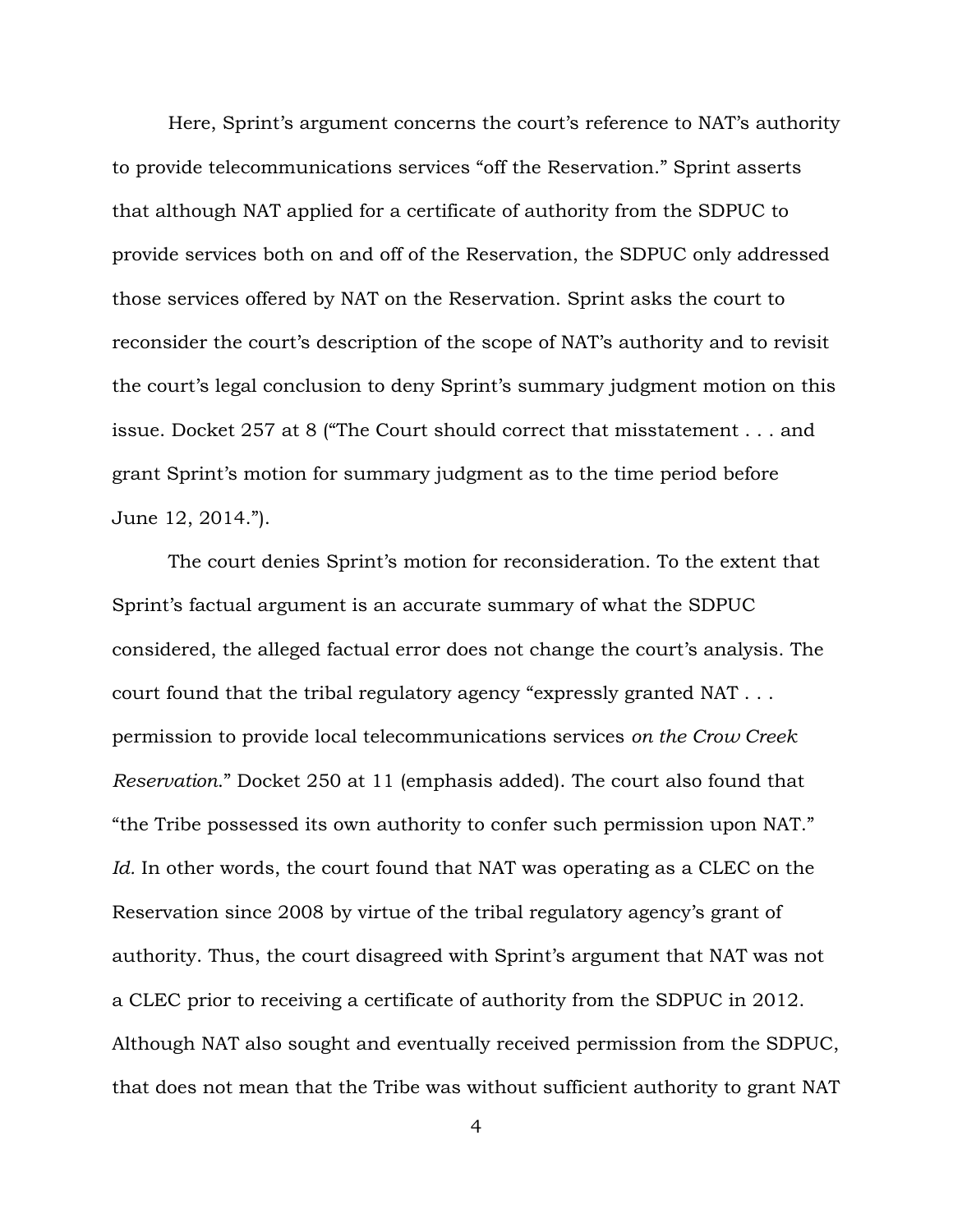Here, Sprint's argument concerns the court's reference to NAT's authority to provide telecommunications services "off the Reservation." Sprint asserts that although NAT applied for a certificate of authority from the SDPUC to provide services both on and off of the Reservation, the SDPUC only addressed those services offered by NAT on the Reservation. Sprint asks the court to reconsider the court's description of the scope of NAT's authority and to revisit the court's legal conclusion to deny Sprint's summary judgment motion on this issue. Docket 257 at 8 ("The Court should correct that misstatement . . . and grant Sprint's motion for summary judgment as to the time period before June 12, 2014.").

The court denies Sprint's motion for reconsideration. To the extent that Sprint's factual argument is an accurate summary of what the SDPUC considered, the alleged factual error does not change the court's analysis. The court found that the tribal regulatory agency "expressly granted NAT . . . permission to provide local telecommunications services *on the Crow Creek Reservation*." Docket 250 at 11 (emphasis added). The court also found that "the Tribe possessed its own authority to confer such permission upon NAT." *Id.* In other words, the court found that NAT was operating as a CLEC on the Reservation since 2008 by virtue of the tribal regulatory agency's grant of authority. Thus, the court disagreed with Sprint's argument that NAT was not a CLEC prior to receiving a certificate of authority from the SDPUC in 2012. Although NAT also sought and eventually received permission from the SDPUC, that does not mean that the Tribe was without sufficient authority to grant NAT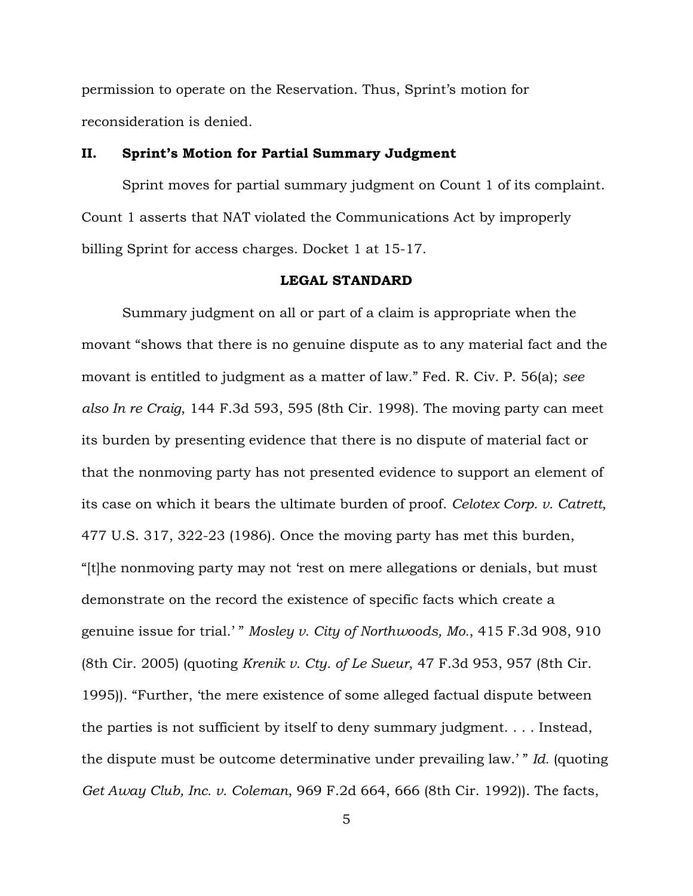permission to operate on the Reservation. Thus, Sprint's motion for reconsideration is denied.

## II. Sprint's Motion for Partial Summary Judgment

Sprint moves for partial summary judgment on Count 1 of its complaint. Count 1 asserts that NAT violated the Communications Act by improperly billing Sprint for access charges. Docket 1 at 15-17.

### LEGAL STANDARD

Summary judgment on all or part of a claim is appropriate when the movant "shows that there is no genuine dispute as to any material fact and the movant is entitled to judgment as a matter of law." Fed. R. Civ. P. 56(a); *see also In re Craig*, 144 F.3d 593, 595 (8th Cir. 1998). The moving party can meet its burden by presenting evidence that there is no dispute of material fact or that the nonmoving party has not presented evidence to support an element of its case on which it bears the ultimate burden of proof. *Celotex Corp. v. Catrett*, 477 U.S. 317, 322-23 (1986). Once the moving party has met this burden, "[t]he nonmoving party may not 'rest on mere allegations or denials, but must demonstrate on the record the existence of specific facts which create a genuine issue for trial.' " *Mosley v. City of Northwoods, Mo.*, 415 F.3d 908, 910 (8th Cir. 2005) (quoting *Krenik v. Cty. of Le Sueur*, 47 F.3d 953, 957 (8th Cir. 1995)). "Further, 'the mere existence of some alleged factual dispute between the parties is not sufficient by itself to deny summary judgment. . . . Instead, the dispute must be outcome determinative under prevailing law.' " *Id.* (quoting *Get Away Club, Inc. v. Coleman*, 969 F.2d 664, 666 (8th Cir. 1992)). The facts,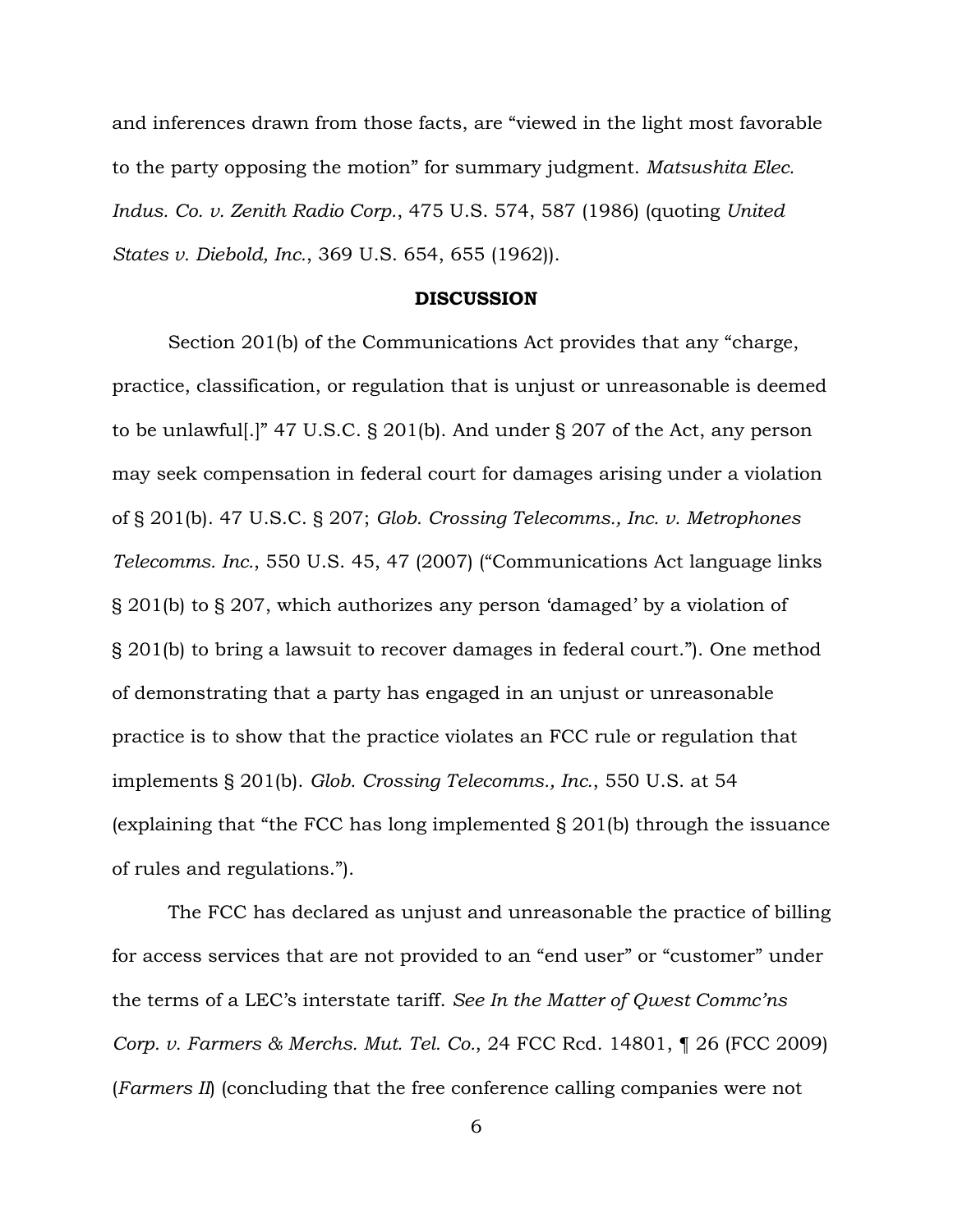and inferences drawn from those facts, are "viewed in the light most favorable to the party opposing the motion" for summary judgment. *Matsushita Elec. Indus. Co. v. Zenith Radio Corp.*, 475 U.S. 574, 587 (1986) (quoting *United States v. Diebold, Inc.*, 369 U.S. 654, 655 (1962)).

**DISCUSSION**

Section 201(b) of the Communications Act provides that any "charge, practice, classification, or regulation that is unjust or unreasonable is deemed to be unlawful[.]" 47 U.S.C. § 201(b). And under § 207 of the Act, any person may seek compensation in federal court for damages arising under a violation of § 201(b). 47 U.S.C. § 207; *Glob. Crossing Telecomms., Inc. v. Metrophones Telecomms. Inc.*, 550 U.S. 45, 47 (2007) ("Communications Act language links § 201(b) to § 207, which authorizes any person 'damaged' by a violation of § 201(b) to bring a lawsuit to recover damages in federal court."). One method of demonstrating that a party has engaged in an unjust or unreasonable practice is to show that the practice violates an FCC rule or regulation that implements § 201(b). *Glob. Crossing Telecomms., Inc.*, 550 U.S. at 54 (explaining that "the FCC has long implemented § 201(b) through the issuance of rules and regulations.").

The FCC has declared as unjust and unreasonable the practice of billing for access services that are not provided to an "end user" or "customer" under the terms of a LEC's interstate tariff. *See In the Matter of Qwest Commc'ns Corp. v. Farmers & Merchs. Mut. Tel. Co.*, 24 FCC Rcd. 14801, ¶ 26 (FCC 2009) (*Farmers II*) (concluding that the free conference calling companies were not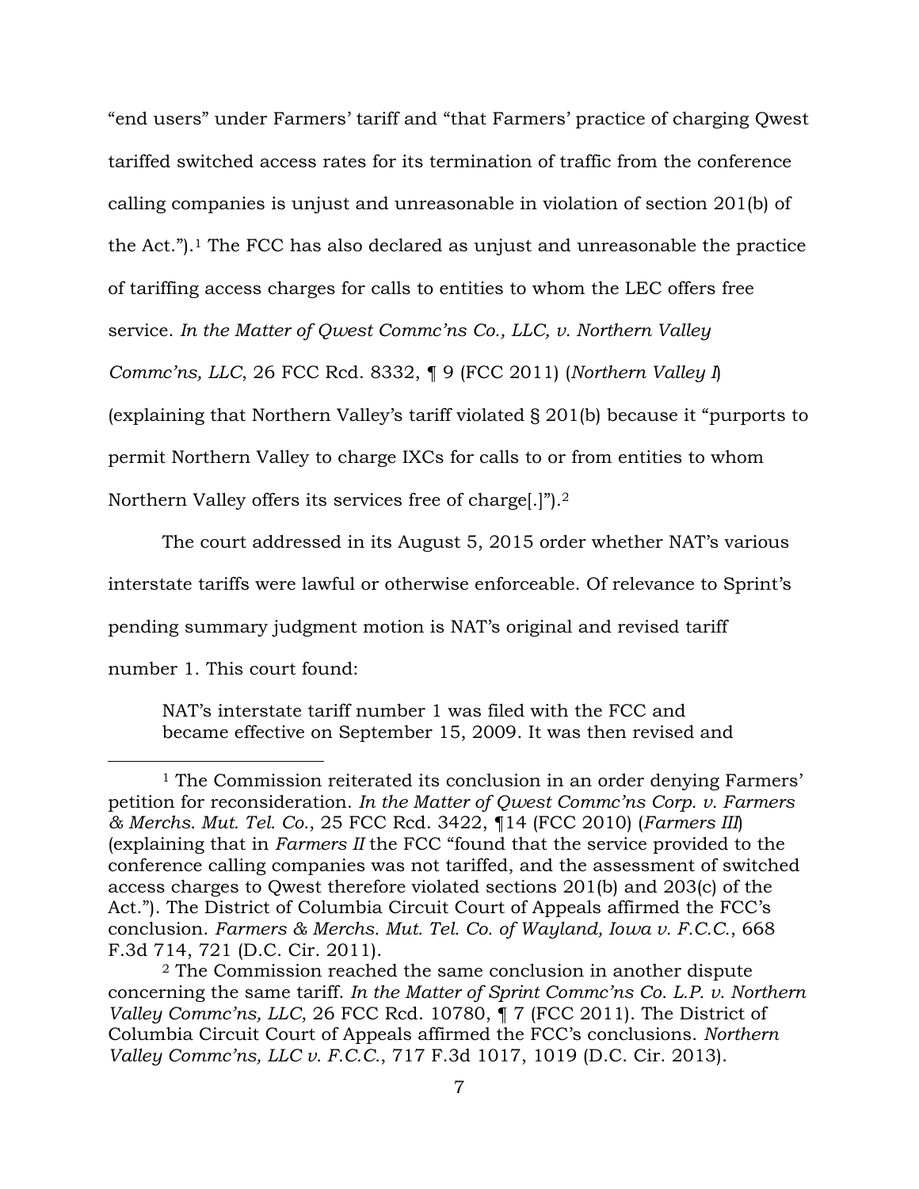"end users" under Farmers' tariff and "that Farmers' practice of charging Qwest tariffed switched access rates for its termination of traffic from the conference calling companies is unjust and unreasonable in violation of section 201(b) of the Act.").[1] The FCC has also declared as unjust and unreasonable the practice of tariffing access charges for calls to entities to whom the LEC offers free service. *In the Matter of Qwest Commc'ns Co., LLC, v. Northern Valley Commc'ns, LLC*, 26 FCC Rcd. 8332, ¶ 9 (FCC 2011) (*Northern Valley I*) (explaining that Northern Valley's tariff violated § 201(b) because it "purports to permit Northern Valley to charge IXCs for calls to or from entities to whom Northern Valley offers its services free of charge[.]").[2]

The court addressed in its August 5, 2015 order whether NAT's various interstate tariffs were lawful or otherwise enforceable. Of relevance to Sprint's pending summary judgment motion is NAT's original and revised tariff number 1. This court found:

> NAT's interstate tariff number 1 was filed with the FCC and became effective on September 15, 2009. It was then revised and

---

[1] The Commission reiterated its conclusion in an order denying Farmers' petition for reconsideration. *In the Matter of Qwest Commc'ns Corp. v. Farmers & Merchs. Mut. Tel. Co.*, 25 FCC Rcd. 3422, ¶14 (FCC 2010) (*Farmers III*) (explaining that in *Farmers II* the FCC "found that the service provided to the conference calling companies was not tariffed, and the assessment of switched access charges to Qwest therefore violated sections 201(b) and 203(c) of the Act."). The District of Columbia Circuit Court of Appeals affirmed the FCC's conclusion. *Farmers & Merchs. Mut. Tel. Co. of Wayland, Iowa v. F.C.C.*, 668 F.3d 714, 721 (D.C. Cir. 2011).

[2] The Commission reached the same conclusion in another dispute concerning the same tariff. *In the Matter of Sprint Commc'ns Co. L.P. v. Northern Valley Commc'ns, LLC*, 26 FCC Rcd. 10780, ¶ 7 (FCC 2011). The District of Columbia Circuit Court of Appeals affirmed the FCC's conclusions. *Northern Valley Commc'ns, LLC v. F.C.C.*, 717 F.3d 1017, 1019 (D.C. Cir. 2013).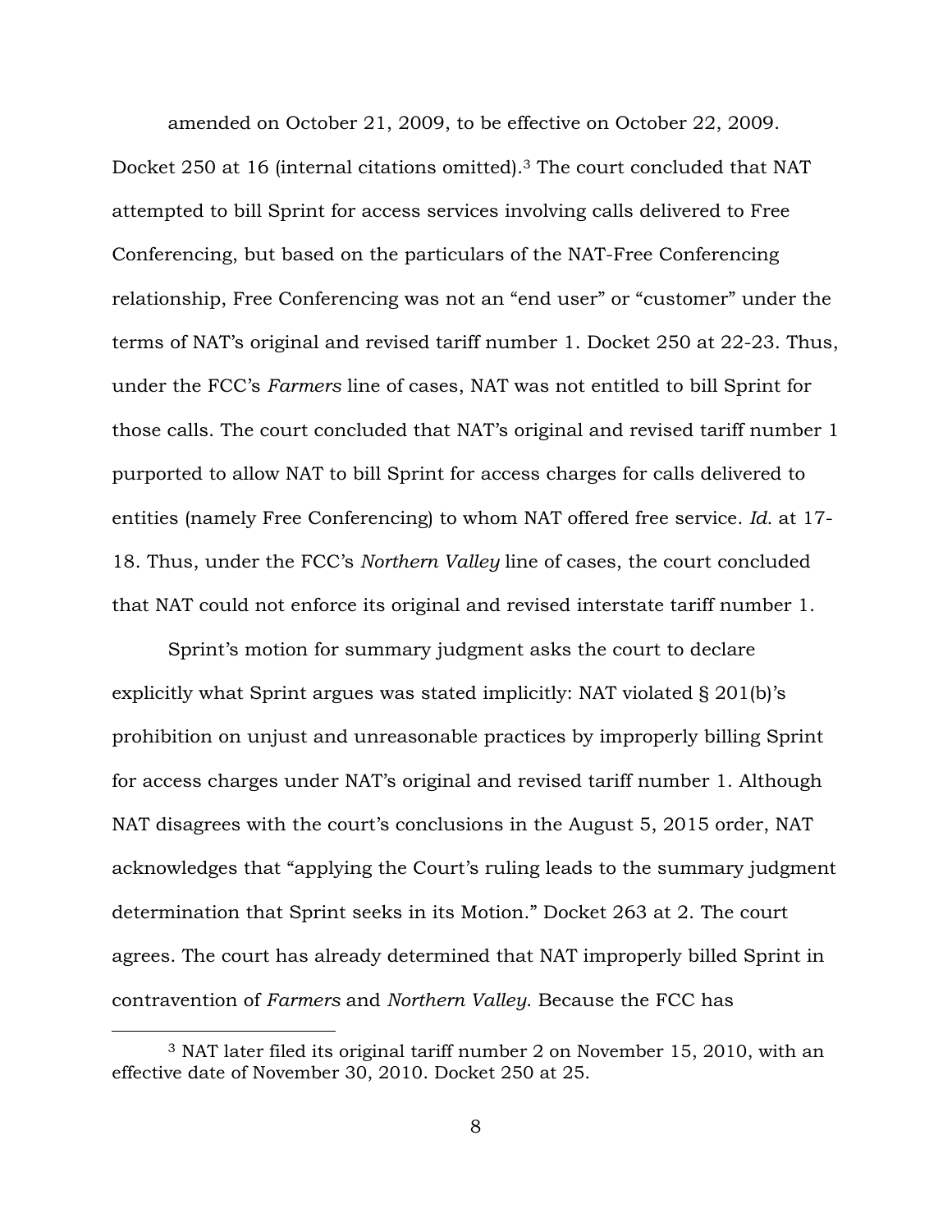amended on October 21, 2009, to be effective on October 22, 2009. Docket 250 at 16 (internal citations omitted).[3] The court concluded that NAT attempted to bill Sprint for access services involving calls delivered to Free Conferencing, but based on the particulars of the NAT-Free Conferencing relationship, Free Conferencing was not an "end user" or "customer" under the terms of NAT's original and revised tariff number 1. Docket 250 at 22-23. Thus, under the FCC's *Farmers* line of cases, NAT was not entitled to bill Sprint for those calls. The court concluded that NAT's original and revised tariff number 1 purported to allow NAT to bill Sprint for access charges for calls delivered to entities (namely Free Conferencing) to whom NAT offered free service. *Id.* at 17-18. Thus, under the FCC's *Northern Valley* line of cases, the court concluded that NAT could not enforce its original and revised interstate tariff number 1.

Sprint's motion for summary judgment asks the court to declare explicitly what Sprint argues was stated implicitly: NAT violated § 201(b)'s prohibition on unjust and unreasonable practices by improperly billing Sprint for access charges under NAT's original and revised tariff number 1. Although NAT disagrees with the court's conclusions in the August 5, 2015 order, NAT acknowledges that "applying the Court's ruling leads to the summary judgment determination that Sprint seeks in its Motion." Docket 263 at 2. The court agrees. The court has already determined that NAT improperly billed Sprint in contravention of *Farmers* and *Northern Valley*. Because the FCC has

[3] NAT later filed its original tariff number 2 on November 15, 2010, with an effective date of November 30, 2010. Docket 250 at 25.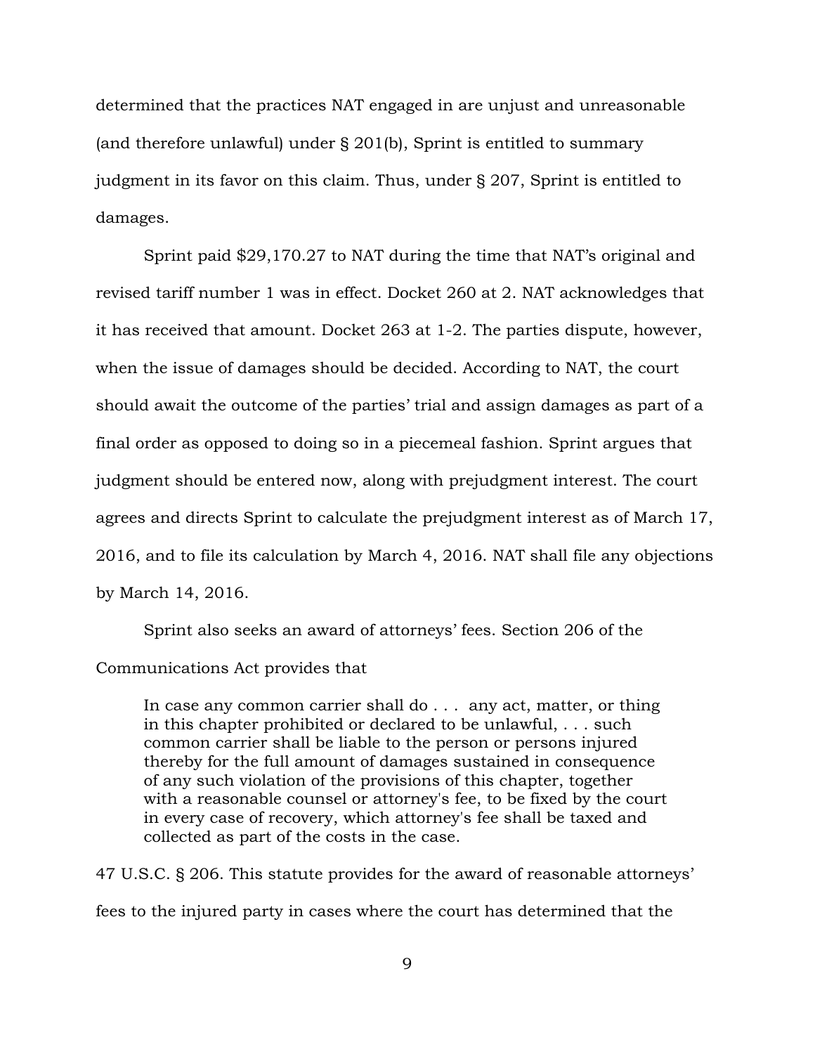determined that the practices NAT engaged in are unjust and unreasonable (and therefore unlawful) under § 201(b), Sprint is entitled to summary judgment in its favor on this claim. Thus, under § 207, Sprint is entitled to damages.

Sprint paid $29,170.27 to NAT during the time that NAT's original and revised tariff number 1 was in effect. Docket 260 at 2. NAT acknowledges that it has received that amount. Docket 263 at 1-2. The parties dispute, however, when the issue of damages should be decided. According to NAT, the court should await the outcome of the parties' trial and assign damages as part of a final order as opposed to doing so in a piecemeal fashion. Sprint argues that judgment should be entered now, along with prejudgment interest. The court agrees and directs Sprint to calculate the prejudgment interest as of March 17, 2016, and to file its calculation by March 4, 2016. NAT shall file any objections by March 14, 2016.

Sprint also seeks an award of attorneys' fees. Section 206 of the Communications Act provides that

> In case any common carrier shall do . . . any act, matter, or thing in this chapter prohibited or declared to be unlawful, . . . such common carrier shall be liable to the person or persons injured thereby for the full amount of damages sustained in consequence of any such violation of the provisions of this chapter, together with a reasonable counsel or attorney's fee, to be fixed by the court in every case of recovery, which attorney's fee shall be taxed and collected as part of the costs in the case.

47 U.S.C. § 206. This statute provides for the award of reasonable attorneys' fees to the injured party in cases where the court has determined that the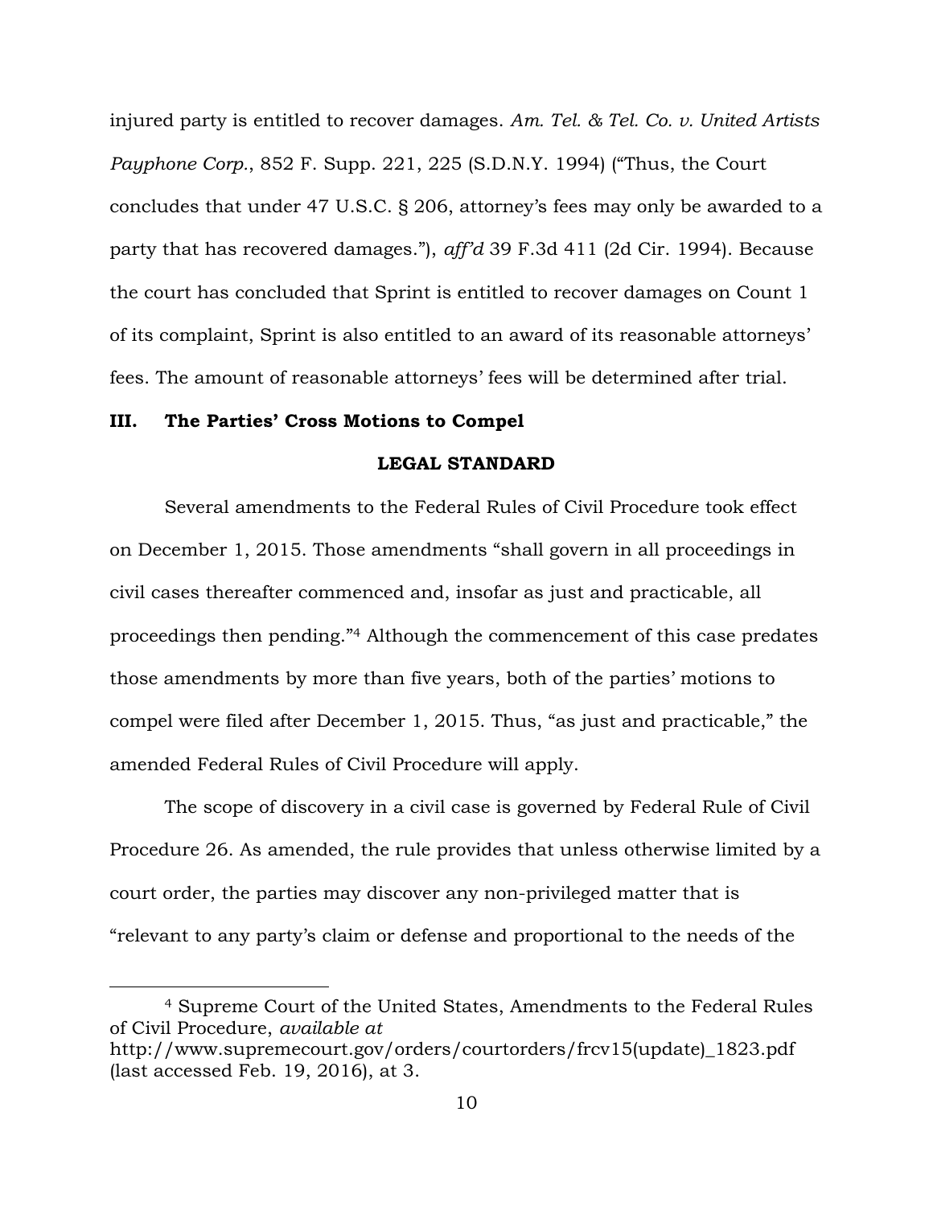injured party is entitled to recover damages. *Am. Tel. & Tel. Co. v. United Artists Payphone Corp.*, 852 F. Supp. 221, 225 (S.D.N.Y. 1994) ("Thus, the Court concludes that under 47 U.S.C. § 206, attorney's fees may only be awarded to a party that has recovered damages."), *aff'd* 39 F.3d 411 (2d Cir. 1994). Because the court has concluded that Sprint is entitled to recover damages on Count 1 of its complaint, Sprint is also entitled to an award of its reasonable attorneys' fees. The amount of reasonable attorneys' fees will be determined after trial.

## III. The Parties' Cross Motions to Compel

### LEGAL STANDARD

Several amendments to the Federal Rules of Civil Procedure took effect on December 1, 2015. Those amendments "shall govern in all proceedings in civil cases thereafter commenced and, insofar as just and practicable, all proceedings then pending."[4] Although the commencement of this case predates those amendments by more than five years, both of the parties' motions to compel were filed after December 1, 2015. Thus, "as just and practicable," the amended Federal Rules of Civil Procedure will apply.

The scope of discovery in a civil case is governed by Federal Rule of Civil Procedure 26. As amended, the rule provides that unless otherwise limited by a court order, the parties may discover any non-privileged matter that is "relevant to any party's claim or defense and proportional to the needs of the

---

[4] Supreme Court of the United States, Amendments to the Federal Rules of Civil Procedure, *available at* http://www.supremecourt.gov/orders/courtorders/frcv15(update)_1823.pdf (last accessed Feb. 19, 2016), at 3.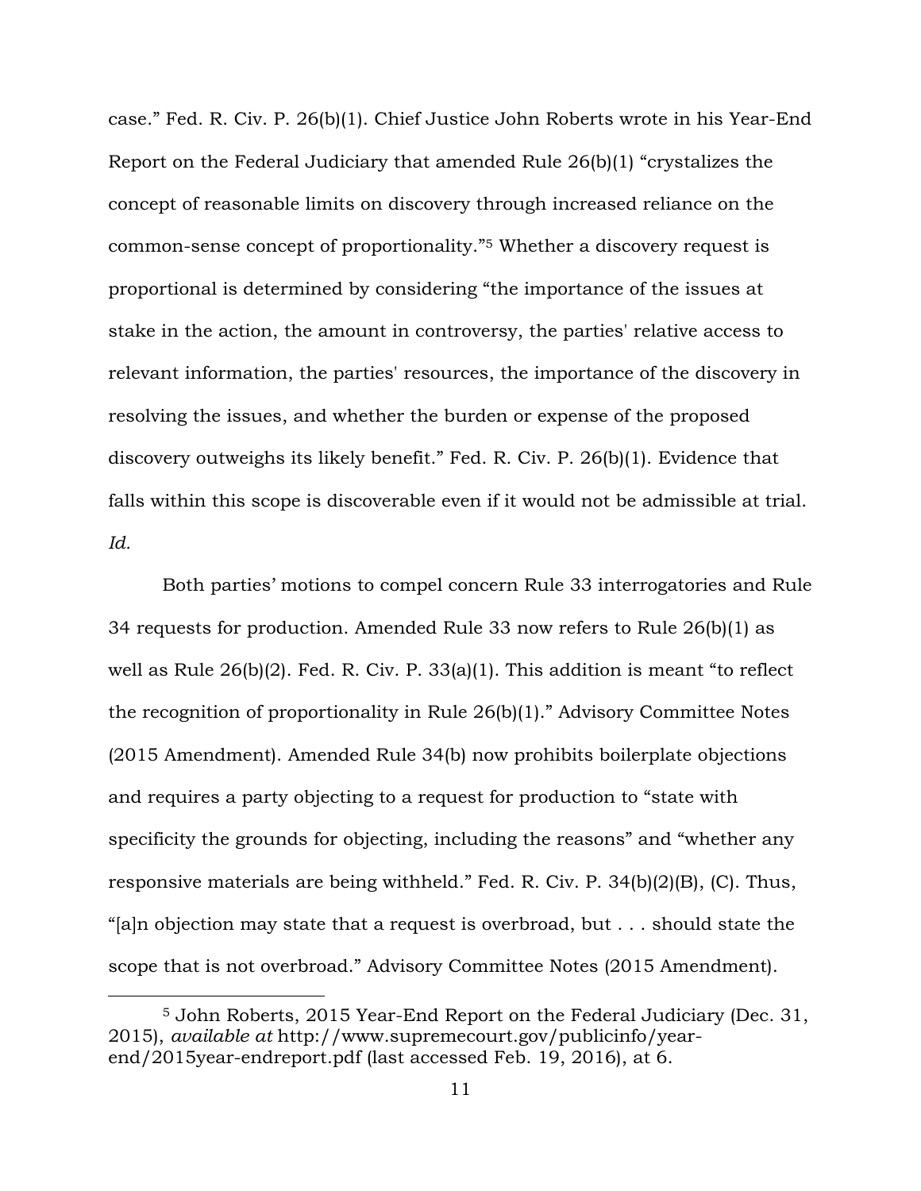case." Fed. R. Civ. P. 26(b)(1). Chief Justice John Roberts wrote in his Year-End Report on the Federal Judiciary that amended Rule 26(b)(1) "crystalizes the concept of reasonable limits on discovery through increased reliance on the common-sense concept of proportionality."[5] Whether a discovery request is proportional is determined by considering "the importance of the issues at stake in the action, the amount in controversy, the parties' relative access to relevant information, the parties' resources, the importance of the discovery in resolving the issues, and whether the burden or expense of the proposed discovery outweighs its likely benefit." Fed. R. Civ. P. 26(b)(1). Evidence that falls within this scope is discoverable even if it would not be admissible at trial. *Id.*

Both parties' motions to compel concern Rule 33 interrogatories and Rule 34 requests for production. Amended Rule 33 now refers to Rule 26(b)(1) as well as Rule 26(b)(2). Fed. R. Civ. P. 33(a)(1). This addition is meant "to reflect the recognition of proportionality in Rule 26(b)(1)." Advisory Committee Notes (2015 Amendment). Amended Rule 34(b) now prohibits boilerplate objections and requires a party objecting to a request for production to "state with specificity the grounds for objecting, including the reasons" and "whether any responsive materials are being withheld." Fed. R. Civ. P. 34(b)(2)(B), (C). Thus, "[a]n objection may state that a request is overbroad, but . . . should state the scope that is not overbroad." Advisory Committee Notes (2015 Amendment).

---

[5] John Roberts, 2015 Year-End Report on the Federal Judiciary (Dec. 31, 2015), *available at* http://www.supremecourt.gov/publicinfo/year-end/2015year-endreport.pdf (last accessed Feb. 19, 2016), at 6.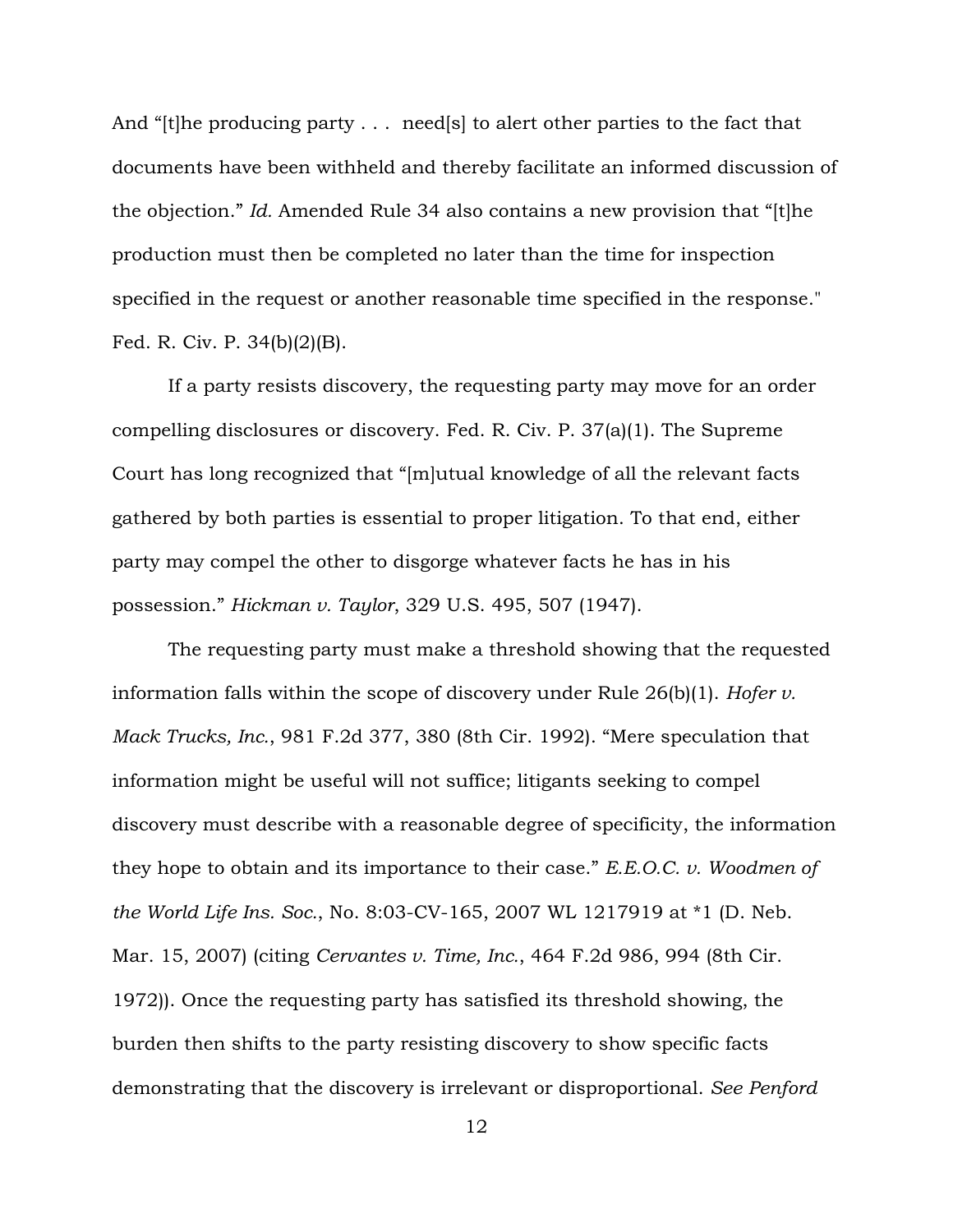And "[t]he producing party . . . need[s] to alert other parties to the fact that documents have been withheld and thereby facilitate an informed discussion of the objection." *Id.* Amended Rule 34 also contains a new provision that "[t]he production must then be completed no later than the time for inspection specified in the request or another reasonable time specified in the response." Fed. R. Civ. P. 34(b)(2)(B).

If a party resists discovery, the requesting party may move for an order compelling disclosures or discovery. Fed. R. Civ. P. 37(a)(1). The Supreme Court has long recognized that "[m]utual knowledge of all the relevant facts gathered by both parties is essential to proper litigation. To that end, either party may compel the other to disgorge whatever facts he has in his possession." *Hickman v. Taylor*, 329 U.S. 495, 507 (1947).

The requesting party must make a threshold showing that the requested information falls within the scope of discovery under Rule 26(b)(1). *Hofer v. Mack Trucks, Inc.*, 981 F.2d 377, 380 (8th Cir. 1992). "Mere speculation that information might be useful will not suffice; litigants seeking to compel discovery must describe with a reasonable degree of specificity, the information they hope to obtain and its importance to their case." *E.E.O.C. v. Woodmen of the World Life Ins. Soc.*, No. 8:03-CV-165, 2007 WL 1217919 at *1 (D. Neb. Mar. 15, 2007) (citing *Cervantes v. Time, Inc.*, 464 F.2d 986, 994 (8th Cir. 1972)). Once the requesting party has satisfied its threshold showing, the burden then shifts to the party resisting discovery to show specific facts demonstrating that the discovery is irrelevant or disproportional. *See Penford*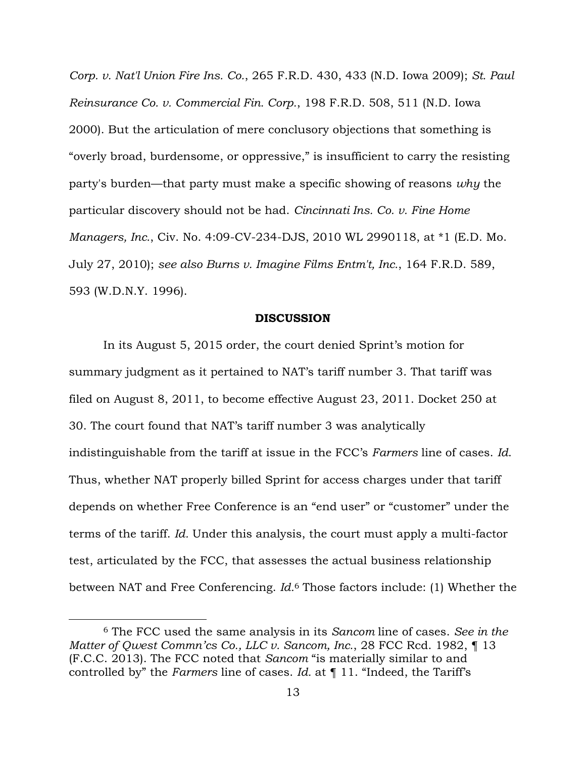*Corp. v. Nat'l Union Fire Ins. Co.*, 265 F.R.D. 430, 433 (N.D. Iowa 2009); *St. Paul Reinsurance Co. v. Commercial Fin. Corp.*, 198 F.R.D. 508, 511 (N.D. Iowa 2000). But the articulation of mere conclusory objections that something is "overly broad, burdensome, or oppressive," is insufficient to carry the resisting party's burden—that party must make a specific showing of reasons *why* the particular discovery should not be had. *Cincinnati Ins. Co. v. Fine Home Managers, Inc.*, Civ. No. 4:09-CV-234-DJS, 2010 WL 2990118, at *1 (E.D. Mo. July 27, 2010); *see also Burns v. Imagine Films Entm't, Inc.*, 164 F.R.D. 589, 593 (W.D.N.Y. 1996).

**DISCUSSION**

In its August 5, 2015 order, the court denied Sprint's motion for summary judgment as it pertained to NAT's tariff number 3. That tariff was filed on August 8, 2011, to become effective August 23, 2011. Docket 250 at 30. The court found that NAT's tariff number 3 was analytically indistinguishable from the tariff at issue in the FCC's *Farmers* line of cases. *Id.* Thus, whether NAT properly billed Sprint for access charges under that tariff depends on whether Free Conference is an "end user" or "customer" under the terms of the tariff. *Id.* Under this analysis, the court must apply a multi-factor test, articulated by the FCC, that assesses the actual business relationship between NAT and Free Conferencing. *Id.*[6] Those factors include: (1) Whether the

[6] The FCC used the same analysis in its *Sancom* line of cases. *See in the Matter of Qwest Commn'cs Co., LLC v. Sancom, Inc.*, 28 FCC Rcd. 1982, ¶ 13 (F.C.C. 2013). The FCC noted that *Sancom* "is materially similar to and controlled by" the *Farmers* line of cases. *Id.* at ¶ 11. "Indeed, the Tariff's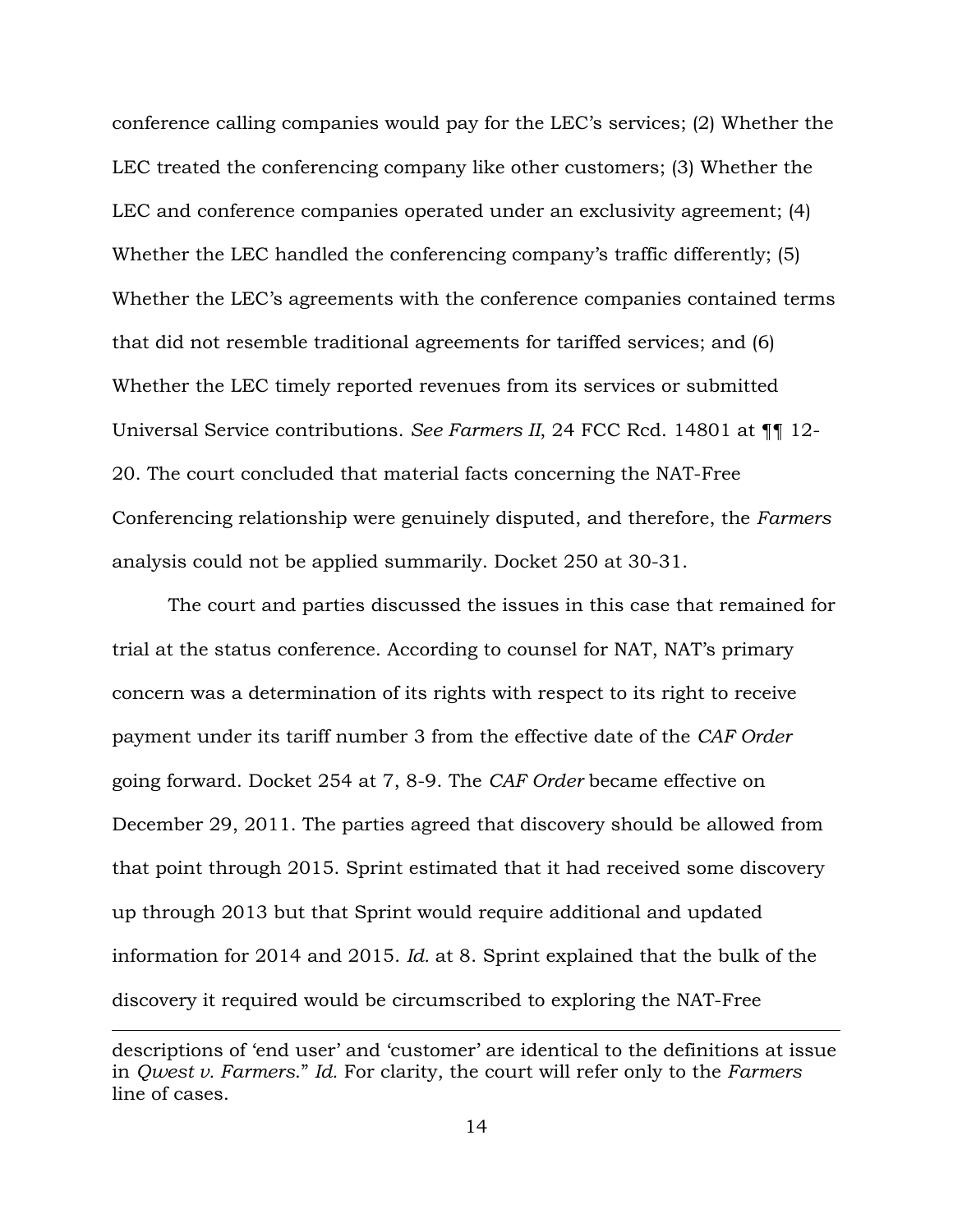conference calling companies would pay for the LEC's services; (2) Whether the LEC treated the conferencing company like other customers; (3) Whether the LEC and conference companies operated under an exclusivity agreement; (4) Whether the LEC handled the conferencing company's traffic differently; (5) Whether the LEC's agreements with the conference companies contained terms that did not resemble traditional agreements for tariffed services; and (6) Whether the LEC timely reported revenues from its services or submitted Universal Service contributions. *See Farmers II*, 24 FCC Rcd. 14801 at ¶¶ 12-20. The court concluded that material facts concerning the NAT-Free Conferencing relationship were genuinely disputed, and therefore, the *Farmers* analysis could not be applied summarily. Docket 250 at 30-31.

The court and parties discussed the issues in this case that remained for trial at the status conference. According to counsel for NAT, NAT's primary concern was a determination of its rights with respect to its right to receive payment under its tariff number 3 from the effective date of the *CAF Order* going forward. Docket 254 at 7, 8-9. The *CAF Order* became effective on December 29, 2011. The parties agreed that discovery should be allowed from that point through 2015. Sprint estimated that it had received some discovery up through 2013 but that Sprint would require additional and updated information for 2014 and 2015. *Id.* at 8. Sprint explained that the bulk of the discovery it required would be circumscribed to exploring the NAT-Free

descriptions of 'end user' and 'customer' are identical to the definitions at issue in *Qwest v. Farmers*." *Id.* For clarity, the court will refer only to the *Farmers* line of cases.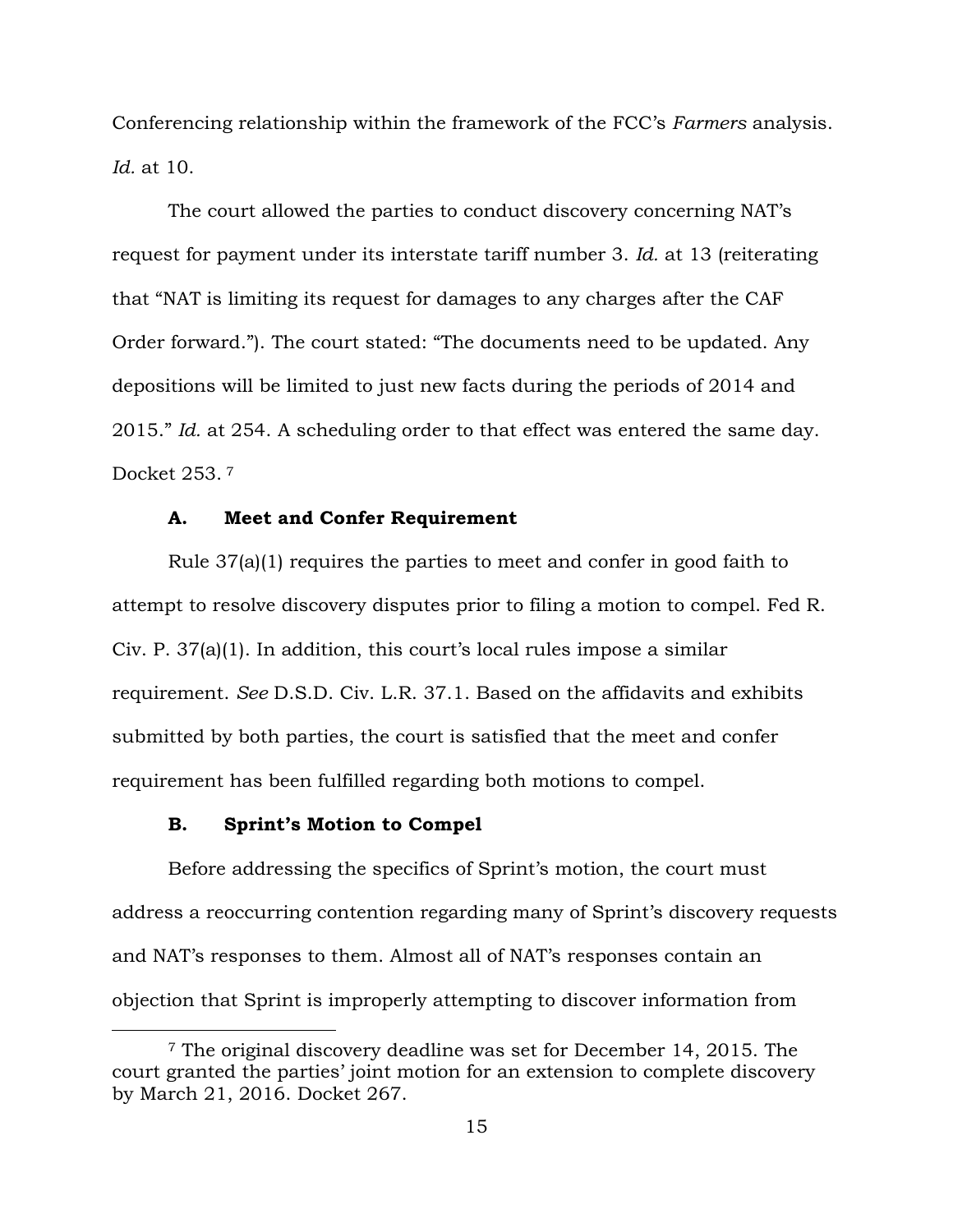Conferencing relationship within the framework of the FCC's *Farmers* analysis. *Id.* at 10.

The court allowed the parties to conduct discovery concerning NAT's request for payment under its interstate tariff number 3. *Id.* at 13 (reiterating that "NAT is limiting its request for damages to any charges after the CAF Order forward."). The court stated: "The documents need to be updated. Any depositions will be limited to just new facts during the periods of 2014 and 2015." *Id.* at 254. A scheduling order to that effect was entered the same day. Docket 253. [7]

### A. Meet and Confer Requirement

Rule 37(a)(1) requires the parties to meet and confer in good faith to attempt to resolve discovery disputes prior to filing a motion to compel. Fed R. Civ. P. 37(a)(1). In addition, this court's local rules impose a similar requirement. *See* D.S.D. Civ. L.R. 37.1. Based on the affidavits and exhibits submitted by both parties, the court is satisfied that the meet and confer requirement has been fulfilled regarding both motions to compel.

### B. Sprint's Motion to Compel

Before addressing the specifics of Sprint's motion, the court must address a reoccurring contention regarding many of Sprint's discovery requests and NAT's responses to them. Almost all of NAT's responses contain an objection that Sprint is improperly attempting to discover information from

---

[7] The original discovery deadline was set for December 14, 2015. The court granted the parties' joint motion for an extension to complete discovery by March 21, 2016. Docket 267.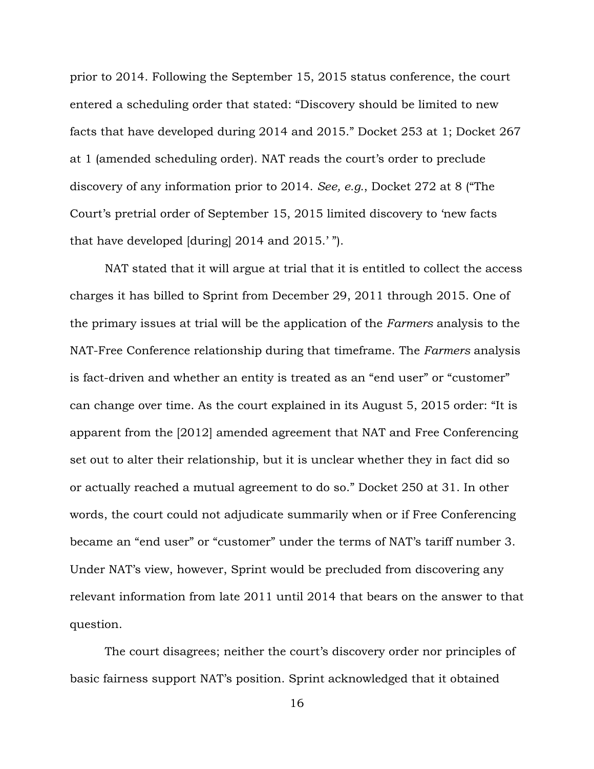prior to 2014. Following the September 15, 2015 status conference, the court entered a scheduling order that stated: "Discovery should be limited to new facts that have developed during 2014 and 2015." Docket 253 at 1; Docket 267 at 1 (amended scheduling order). NAT reads the court's order to preclude discovery of any information prior to 2014. *See, e.g.*, Docket 272 at 8 ("The Court's pretrial order of September 15, 2015 limited discovery to 'new facts that have developed [during] 2014 and 2015.' ").

NAT stated that it will argue at trial that it is entitled to collect the access charges it has billed to Sprint from December 29, 2011 through 2015. One of the primary issues at trial will be the application of the *Farmers* analysis to the NAT-Free Conference relationship during that timeframe. The *Farmers* analysis is fact-driven and whether an entity is treated as an "end user" or "customer" can change over time. As the court explained in its August 5, 2015 order: "It is apparent from the [2012] amended agreement that NAT and Free Conferencing set out to alter their relationship, but it is unclear whether they in fact did so or actually reached a mutual agreement to do so." Docket 250 at 31. In other words, the court could not adjudicate summarily when or if Free Conferencing became an "end user" or "customer" under the terms of NAT's tariff number 3. Under NAT's view, however, Sprint would be precluded from discovering any relevant information from late 2011 until 2014 that bears on the answer to that question.

The court disagrees; neither the court's discovery order nor principles of basic fairness support NAT's position. Sprint acknowledged that it obtained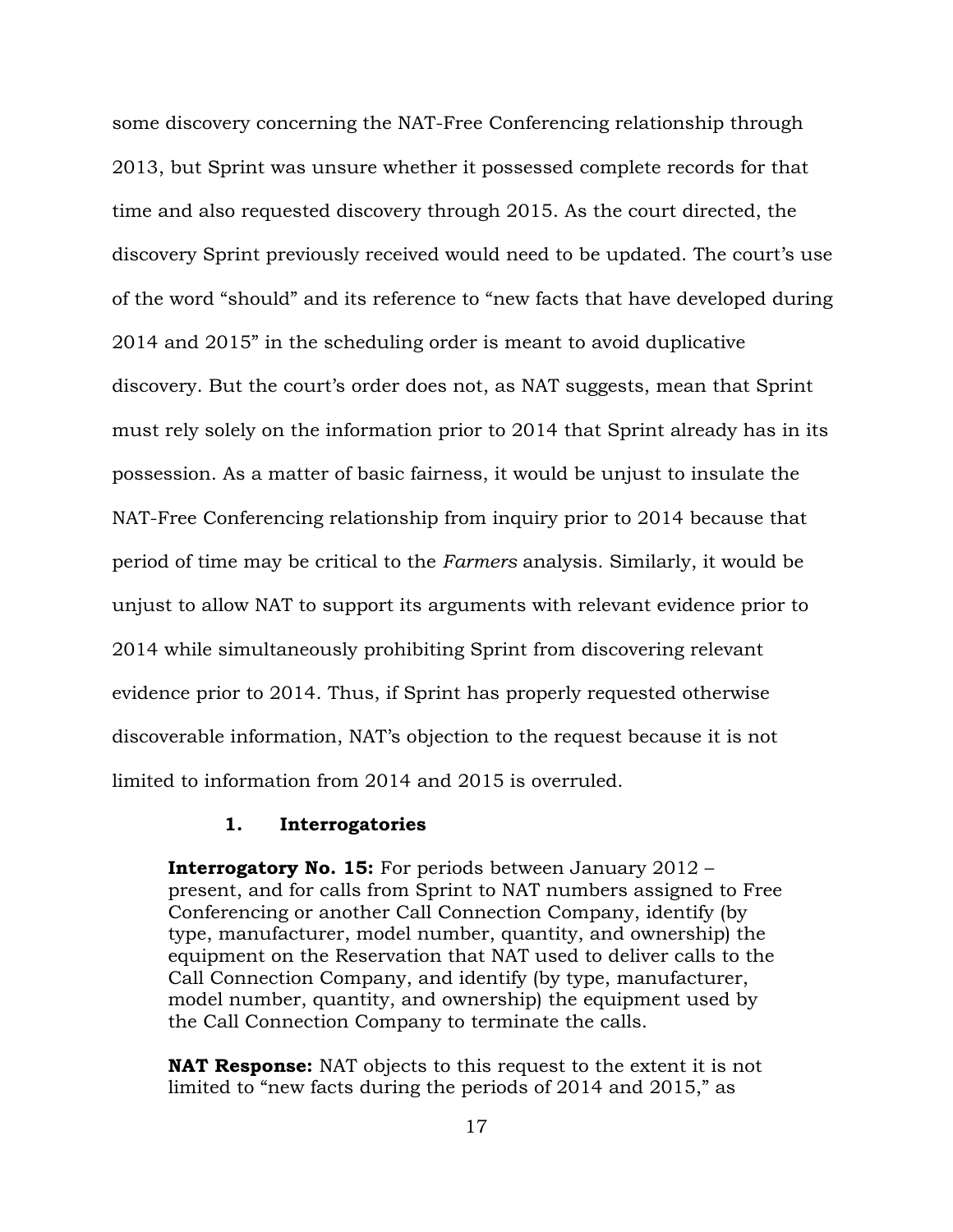some discovery concerning the NAT-Free Conferencing relationship through 2013, but Sprint was unsure whether it possessed complete records for that time and also requested discovery through 2015. As the court directed, the discovery Sprint previously received would need to be updated. The court's use of the word "should" and its reference to "new facts that have developed during 2014 and 2015" in the scheduling order is meant to avoid duplicative discovery. But the court's order does not, as NAT suggests, mean that Sprint must rely solely on the information prior to 2014 that Sprint already has in its possession. As a matter of basic fairness, it would be unjust to insulate the NAT-Free Conferencing relationship from inquiry prior to 2014 because that period of time may be critical to the *Farmers* analysis. Similarly, it would be unjust to allow NAT to support its arguments with relevant evidence prior to 2014 while simultaneously prohibiting Sprint from discovering relevant evidence prior to 2014. Thus, if Sprint has properly requested otherwise discoverable information, NAT's objection to the request because it is not limited to information from 2014 and 2015 is overruled.

### 1. Interrogatories

> **Interrogatory No. 15:** For periods between January 2012 – present, and for calls from Sprint to NAT numbers assigned to Free Conferencing or another Call Connection Company, identify (by type, manufacturer, model number, quantity, and ownership) the equipment on the Reservation that NAT used to deliver calls to the Call Connection Company, and identify (by type, manufacturer, model number, quantity, and ownership) the equipment used by the Call Connection Company to terminate the calls.
>
> **NAT Response:** NAT objects to this request to the extent it is not limited to "new facts during the periods of 2014 and 2015," as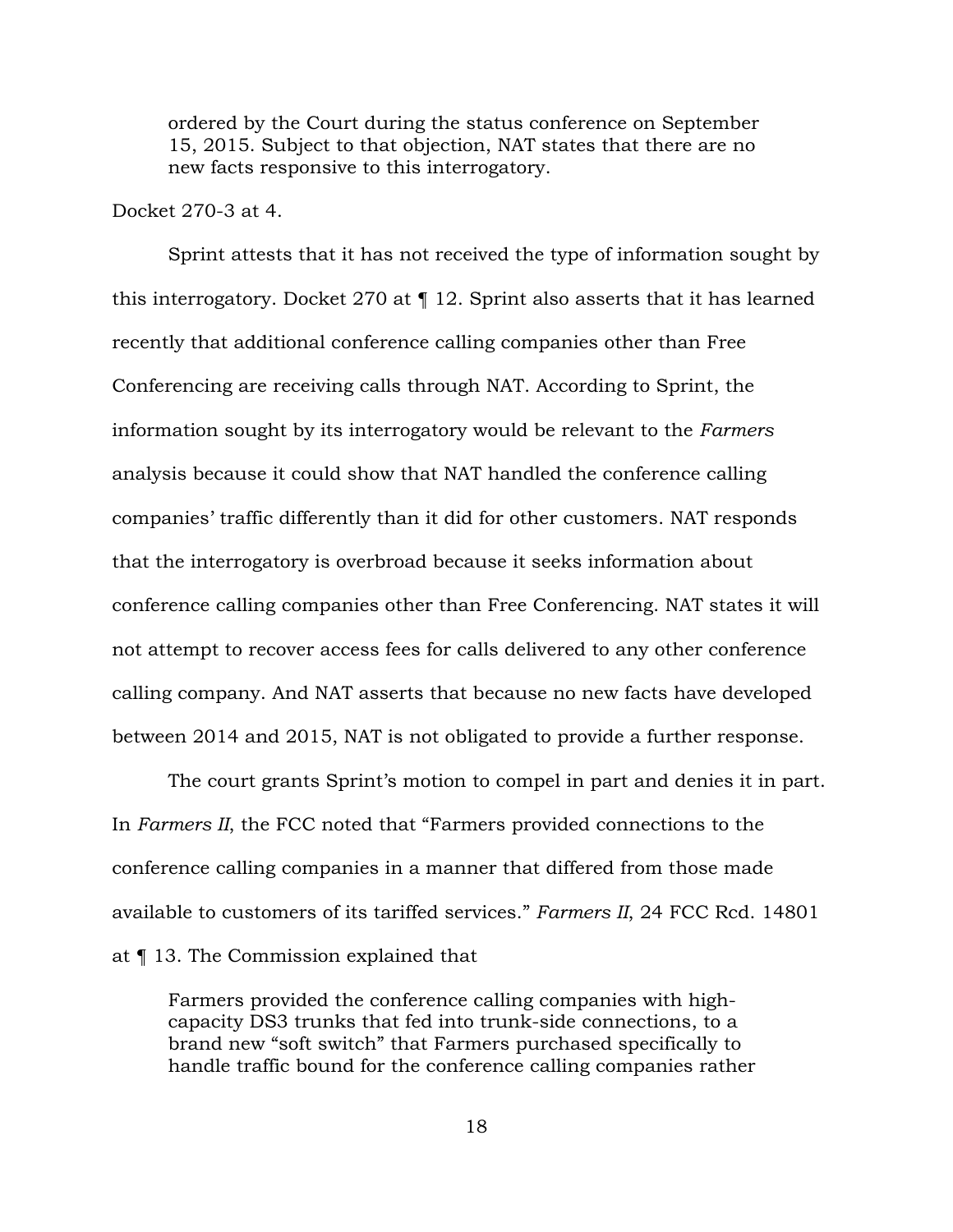> ordered by the Court during the status conference on September 15, 2015. Subject to that objection, NAT states that there are no new facts responsive to this interrogatory.

Docket 270-3 at 4.

Sprint attests that it has not received the type of information sought by this interrogatory. Docket 270 at ¶ 12. Sprint also asserts that it has learned recently that additional conference calling companies other than Free Conferencing are receiving calls through NAT. According to Sprint, the information sought by its interrogatory would be relevant to the *Farmers* analysis because it could show that NAT handled the conference calling companies' traffic differently than it did for other customers. NAT responds that the interrogatory is overbroad because it seeks information about conference calling companies other than Free Conferencing. NAT states it will not attempt to recover access fees for calls delivered to any other conference calling company. And NAT asserts that because no new facts have developed between 2014 and 2015, NAT is not obligated to provide a further response.

The court grants Sprint's motion to compel in part and denies it in part. In *Farmers II*, the FCC noted that "Farmers provided connections to the conference calling companies in a manner that differed from those made available to customers of its tariffed services." *Farmers II*, 24 FCC Rcd. 14801 at ¶ 13. The Commission explained that

> Farmers provided the conference calling companies with high-capacity DS3 trunks that fed into trunk-side connections, to a brand new "soft switch" that Farmers purchased specifically to handle traffic bound for the conference calling companies rather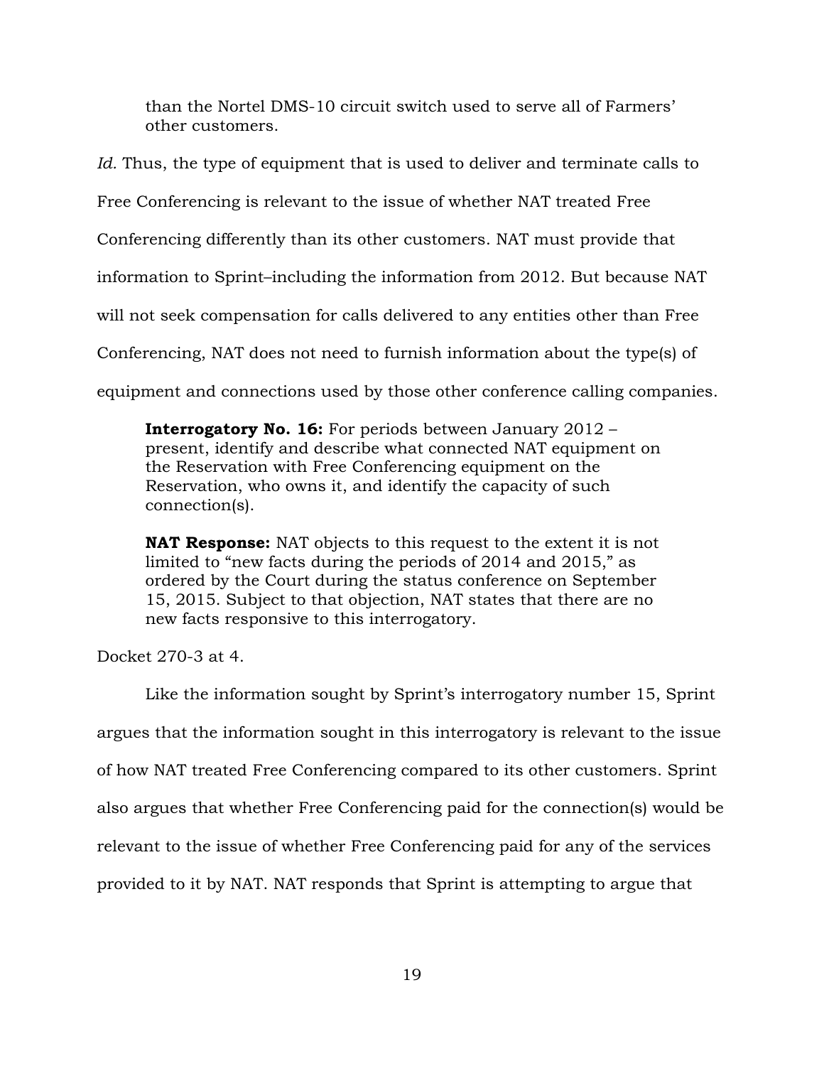> than the Nortel DMS-10 circuit switch used to serve all of Farmers' other customers.

*Id.* Thus, the type of equipment that is used to deliver and terminate calls to Free Conferencing is relevant to the issue of whether NAT treated Free Conferencing differently than its other customers. NAT must provide that information to Sprint–including the information from 2012. But because NAT will not seek compensation for calls delivered to any entities other than Free Conferencing, NAT does not need to furnish information about the type(s) of equipment and connections used by those other conference calling companies.

> **Interrogatory No. 16:** For periods between January 2012 – present, identify and describe what connected NAT equipment on the Reservation with Free Conferencing equipment on the Reservation, who owns it, and identify the capacity of such connection(s).
>
> **NAT Response:** NAT objects to this request to the extent it is not limited to "new facts during the periods of 2014 and 2015," as ordered by the Court during the status conference on September 15, 2015. Subject to that objection, NAT states that there are no new facts responsive to this interrogatory.

Docket 270-3 at 4.

Like the information sought by Sprint's interrogatory number 15, Sprint argues that the information sought in this interrogatory is relevant to the issue of how NAT treated Free Conferencing compared to its other customers. Sprint also argues that whether Free Conferencing paid for the connection(s) would be relevant to the issue of whether Free Conferencing paid for any of the services provided to it by NAT. NAT responds that Sprint is attempting to argue that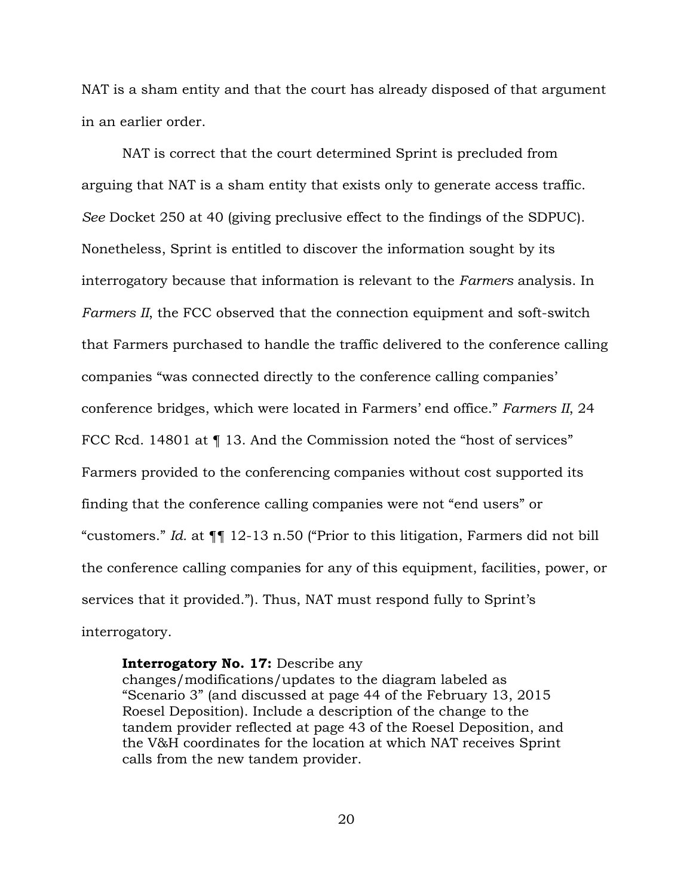NAT is a sham entity and that the court has already disposed of that argument in an earlier order.

NAT is correct that the court determined Sprint is precluded from arguing that NAT is a sham entity that exists only to generate access traffic. *See* Docket 250 at 40 (giving preclusive effect to the findings of the SDPUC). Nonetheless, Sprint is entitled to discover the information sought by its interrogatory because that information is relevant to the *Farmers* analysis. In *Farmers II*, the FCC observed that the connection equipment and soft-switch that Farmers purchased to handle the traffic delivered to the conference calling companies "was connected directly to the conference calling companies' conference bridges, which were located in Farmers' end office." *Farmers II*, 24 FCC Rcd. 14801 at ¶ 13. And the Commission noted the "host of services" Farmers provided to the conferencing companies without cost supported its finding that the conference calling companies were not "end users" or "customers." *Id.* at ¶¶ 12-13 n.50 ("Prior to this litigation, Farmers did not bill the conference calling companies for any of this equipment, facilities, power, or services that it provided."). Thus, NAT must respond fully to Sprint's interrogatory.

> **Interrogatory No. 17:** Describe any changes/modifications/updates to the diagram labeled as "Scenario 3" (and discussed at page 44 of the February 13, 2015 Roesel Deposition). Include a description of the change to the tandem provider reflected at page 43 of the Roesel Deposition, and the V&H coordinates for the location at which NAT receives Sprint calls from the new tandem provider.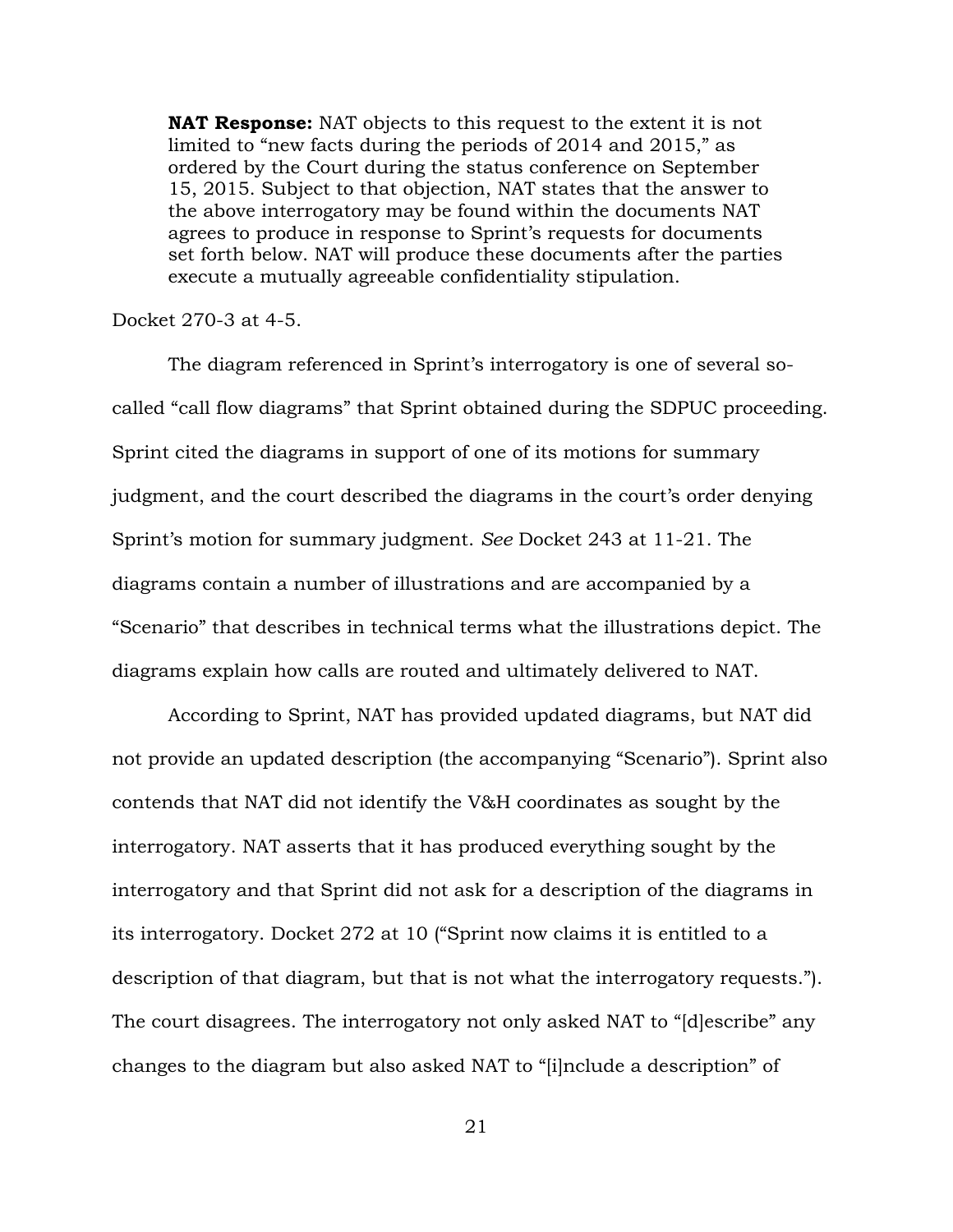> **NAT Response:** NAT objects to this request to the extent it is not limited to "new facts during the periods of 2014 and 2015," as ordered by the Court during the status conference on September 15, 2015. Subject to that objection, NAT states that the answer to the above interrogatory may be found within the documents NAT agrees to produce in response to Sprint's requests for documents set forth below. NAT will produce these documents after the parties execute a mutually agreeable confidentiality stipulation.

Docket 270-3 at 4-5.

The diagram referenced in Sprint's interrogatory is one of several so-called "call flow diagrams" that Sprint obtained during the SDPUC proceeding. Sprint cited the diagrams in support of one of its motions for summary judgment, and the court described the diagrams in the court's order denying Sprint's motion for summary judgment. *See* Docket 243 at 11-21. The diagrams contain a number of illustrations and are accompanied by a "Scenario" that describes in technical terms what the illustrations depict. The diagrams explain how calls are routed and ultimately delivered to NAT.

According to Sprint, NAT has provided updated diagrams, but NAT did not provide an updated description (the accompanying "Scenario"). Sprint also contends that NAT did not identify the V&H coordinates as sought by the interrogatory. NAT asserts that it has produced everything sought by the interrogatory and that Sprint did not ask for a description of the diagrams in its interrogatory. Docket 272 at 10 ("Sprint now claims it is entitled to a description of that diagram, but that is not what the interrogatory requests."). The court disagrees. The interrogatory not only asked NAT to "[d]escribe" any changes to the diagram but also asked NAT to "[i]nclude a description" of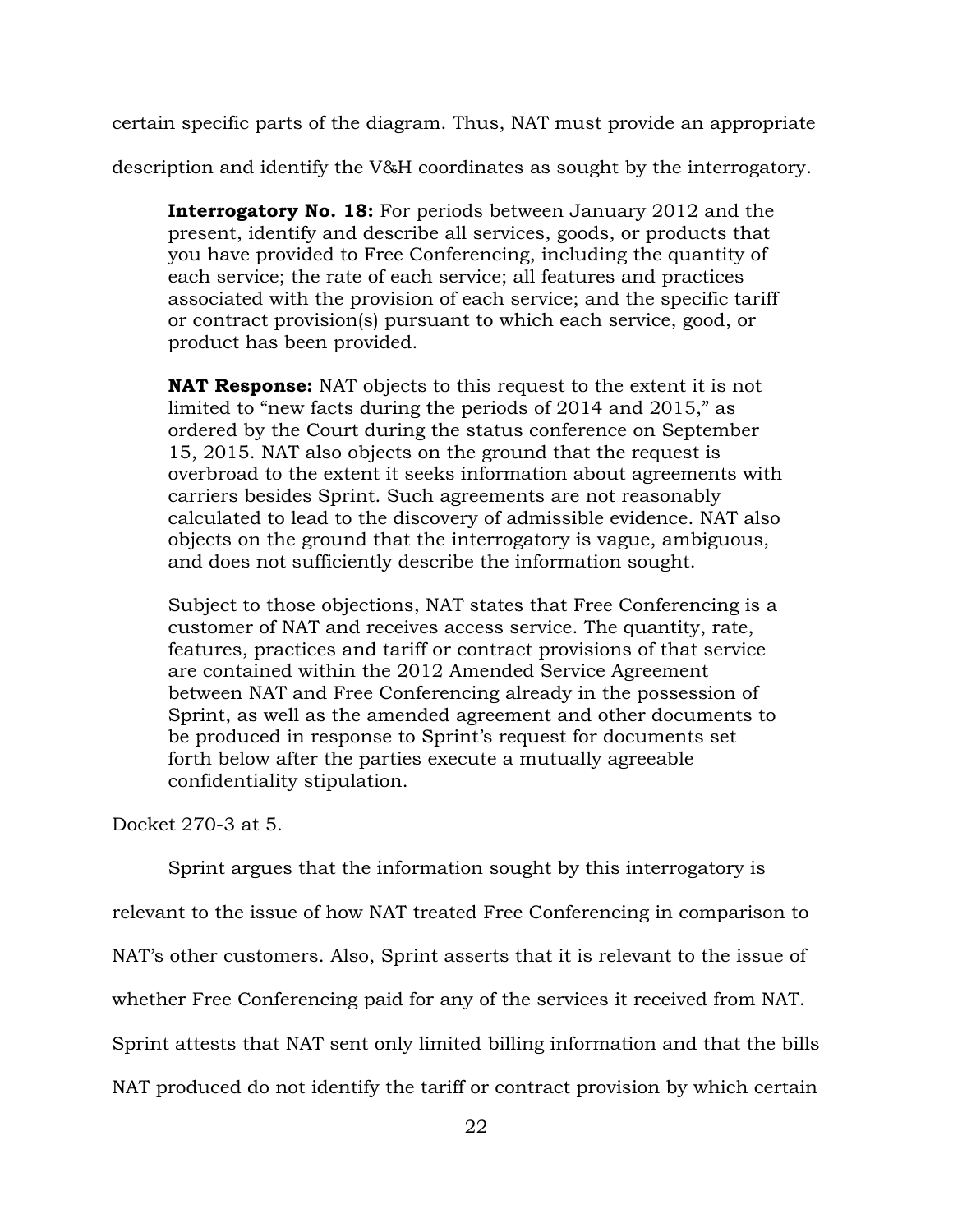certain specific parts of the diagram. Thus, NAT must provide an appropriate description and identify the V&H coordinates as sought by the interrogatory.

> **Interrogatory No. 18:** For periods between January 2012 and the present, identify and describe all services, goods, or products that you have provided to Free Conferencing, including the quantity of each service; the rate of each service; all features and practices associated with the provision of each service; and the specific tariff or contract provision(s) pursuant to which each service, good, or product has been provided.
>
> **NAT Response:** NAT objects to this request to the extent it is not limited to "new facts during the periods of 2014 and 2015," as ordered by the Court during the status conference on September 15, 2015. NAT also objects on the ground that the request is overbroad to the extent it seeks information about agreements with carriers besides Sprint. Such agreements are not reasonably calculated to lead to the discovery of admissible evidence. NAT also objects on the ground that the interrogatory is vague, ambiguous, and does not sufficiently describe the information sought.
>
> Subject to those objections, NAT states that Free Conferencing is a customer of NAT and receives access service. The quantity, rate, features, practices and tariff or contract provisions of that service are contained within the 2012 Amended Service Agreement between NAT and Free Conferencing already in the possession of Sprint, as well as the amended agreement and other documents to be produced in response to Sprint's request for documents set forth below after the parties execute a mutually agreeable confidentiality stipulation.

Docket 270-3 at 5.

Sprint argues that the information sought by this interrogatory is relevant to the issue of how NAT treated Free Conferencing in comparison to NAT's other customers. Also, Sprint asserts that it is relevant to the issue of whether Free Conferencing paid for any of the services it received from NAT. Sprint attests that NAT sent only limited billing information and that the bills NAT produced do not identify the tariff or contract provision by which certain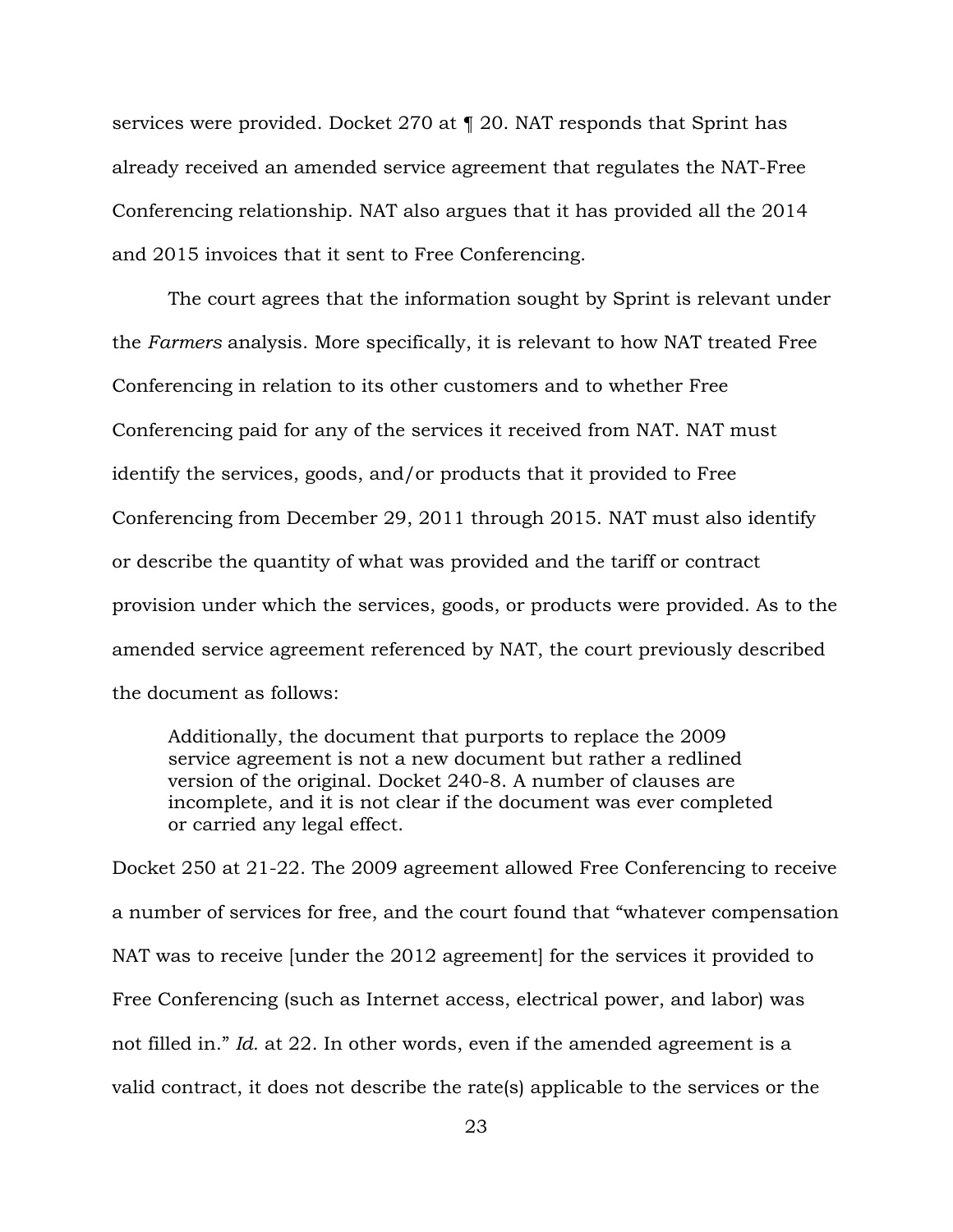services were provided. Docket 270 at ¶ 20. NAT responds that Sprint has already received an amended service agreement that regulates the NAT-Free Conferencing relationship. NAT also argues that it has provided all the 2014 and 2015 invoices that it sent to Free Conferencing.

The court agrees that the information sought by Sprint is relevant under the *Farmers* analysis. More specifically, it is relevant to how NAT treated Free Conferencing in relation to its other customers and to whether Free Conferencing paid for any of the services it received from NAT. NAT must identify the services, goods, and/or products that it provided to Free Conferencing from December 29, 2011 through 2015. NAT must also identify or describe the quantity of what was provided and the tariff or contract provision under which the services, goods, or products were provided. As to the amended service agreement referenced by NAT, the court previously described the document as follows:

> Additionally, the document that purports to replace the 2009 service agreement is not a new document but rather a redlined version of the original. Docket 240-8. A number of clauses are incomplete, and it is not clear if the document was ever completed or carried any legal effect.

Docket 250 at 21-22. The 2009 agreement allowed Free Conferencing to receive a number of services for free, and the court found that "whatever compensation NAT was to receive [under the 2012 agreement] for the services it provided to Free Conferencing (such as Internet access, electrical power, and labor) was not filled in." *Id.* at 22. In other words, even if the amended agreement is a valid contract, it does not describe the rate(s) applicable to the services or the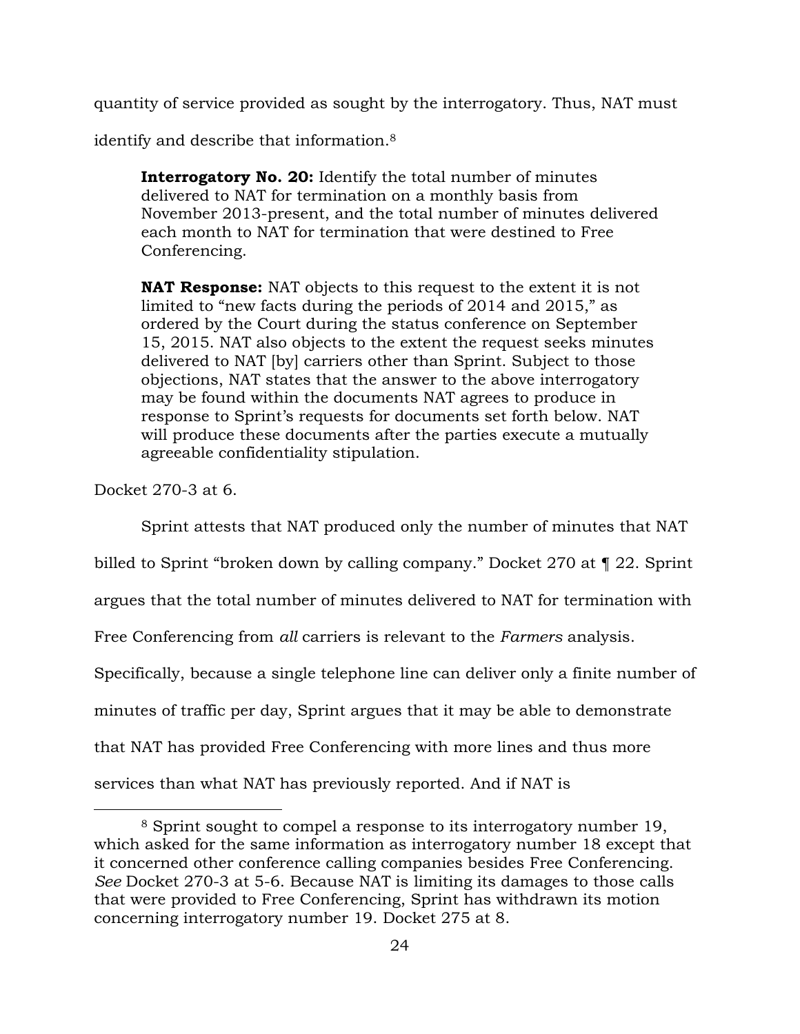quantity of service provided as sought by the interrogatory. Thus, NAT must identify and describe that information.[8]

> **Interrogatory No. 20:** Identify the total number of minutes delivered to NAT for termination on a monthly basis from November 2013-present, and the total number of minutes delivered each month to NAT for termination that were destined to Free Conferencing.
>
> **NAT Response:** NAT objects to this request to the extent it is not limited to "new facts during the periods of 2014 and 2015," as ordered by the Court during the status conference on September 15, 2015. NAT also objects to the extent the request seeks minutes delivered to NAT [by] carriers other than Sprint. Subject to those objections, NAT states that the answer to the above interrogatory may be found within the documents NAT agrees to produce in response to Sprint's requests for documents set forth below. NAT will produce these documents after the parties execute a mutually agreeable confidentiality stipulation.

Docket 270-3 at 6.

Sprint attests that NAT produced only the number of minutes that NAT billed to Sprint "broken down by calling company." Docket 270 at ¶ 22. Sprint argues that the total number of minutes delivered to NAT for termination with Free Conferencing from *all* carriers is relevant to the *Farmers* analysis. Specifically, because a single telephone line can deliver only a finite number of minutes of traffic per day, Sprint argues that it may be able to demonstrate that NAT has provided Free Conferencing with more lines and thus more services than what NAT has previously reported. And if NAT is

---

[8] Sprint sought to compel a response to its interrogatory number 19, which asked for the same information as interrogatory number 18 except that it concerned other conference calling companies besides Free Conferencing. *See* Docket 270-3 at 5-6. Because NAT is limiting its damages to those calls that were provided to Free Conferencing, Sprint has withdrawn its motion concerning interrogatory number 19. Docket 275 at 8.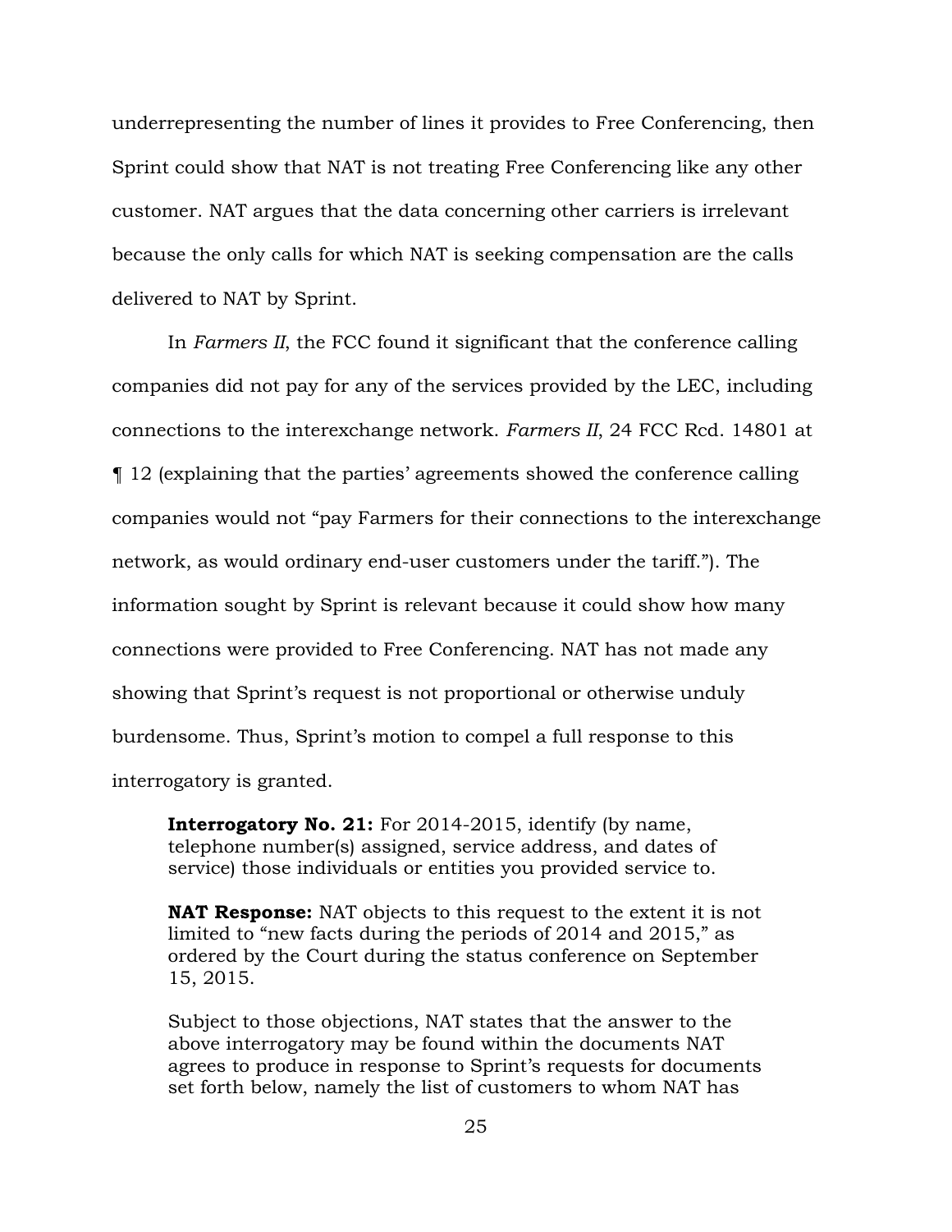underrepresenting the number of lines it provides to Free Conferencing, then Sprint could show that NAT is not treating Free Conferencing like any other customer. NAT argues that the data concerning other carriers is irrelevant because the only calls for which NAT is seeking compensation are the calls delivered to NAT by Sprint.

In *Farmers II*, the FCC found it significant that the conference calling companies did not pay for any of the services provided by the LEC, including connections to the interexchange network. *Farmers II*, 24 FCC Rcd. 14801 at ¶ 12 (explaining that the parties' agreements showed the conference calling companies would not "pay Farmers for their connections to the interexchange network, as would ordinary end-user customers under the tariff."). The information sought by Sprint is relevant because it could show how many connections were provided to Free Conferencing. NAT has not made any showing that Sprint's request is not proportional or otherwise unduly burdensome. Thus, Sprint's motion to compel a full response to this interrogatory is granted.

> **Interrogatory No. 21:** For 2014-2015, identify (by name, telephone number(s) assigned, service address, and dates of service) those individuals or entities you provided service to.
>
> **NAT Response:** NAT objects to this request to the extent it is not limited to "new facts during the periods of 2014 and 2015," as ordered by the Court during the status conference on September 15, 2015.
>
> Subject to those objections, NAT states that the answer to the above interrogatory may be found within the documents NAT agrees to produce in response to Sprint's requests for documents set forth below, namely the list of customers to whom NAT has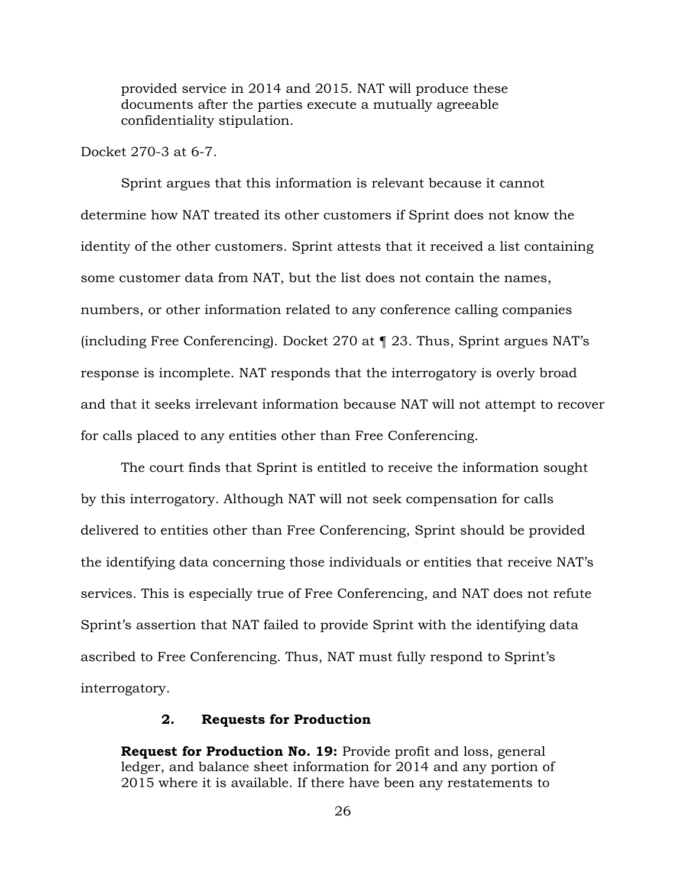> provided service in 2014 and 2015. NAT will produce these documents after the parties execute a mutually agreeable confidentiality stipulation.

Docket 270-3 at 6-7.

Sprint argues that this information is relevant because it cannot determine how NAT treated its other customers if Sprint does not know the identity of the other customers. Sprint attests that it received a list containing some customer data from NAT, but the list does not contain the names, numbers, or other information related to any conference calling companies (including Free Conferencing). Docket 270 at ¶ 23. Thus, Sprint argues NAT's response is incomplete. NAT responds that the interrogatory is overly broad and that it seeks irrelevant information because NAT will not attempt to recover for calls placed to any entities other than Free Conferencing.

The court finds that Sprint is entitled to receive the information sought by this interrogatory. Although NAT will not seek compensation for calls delivered to entities other than Free Conferencing, Sprint should be provided the identifying data concerning those individuals or entities that receive NAT's services. This is especially true of Free Conferencing, and NAT does not refute Sprint's assertion that NAT failed to provide Sprint with the identifying data ascribed to Free Conferencing. Thus, NAT must fully respond to Sprint's interrogatory.

### 2. Requests for Production

> **Request for Production No. 19:** Provide profit and loss, general ledger, and balance sheet information for 2014 and any portion of 2015 where it is available. If there have been any restatements to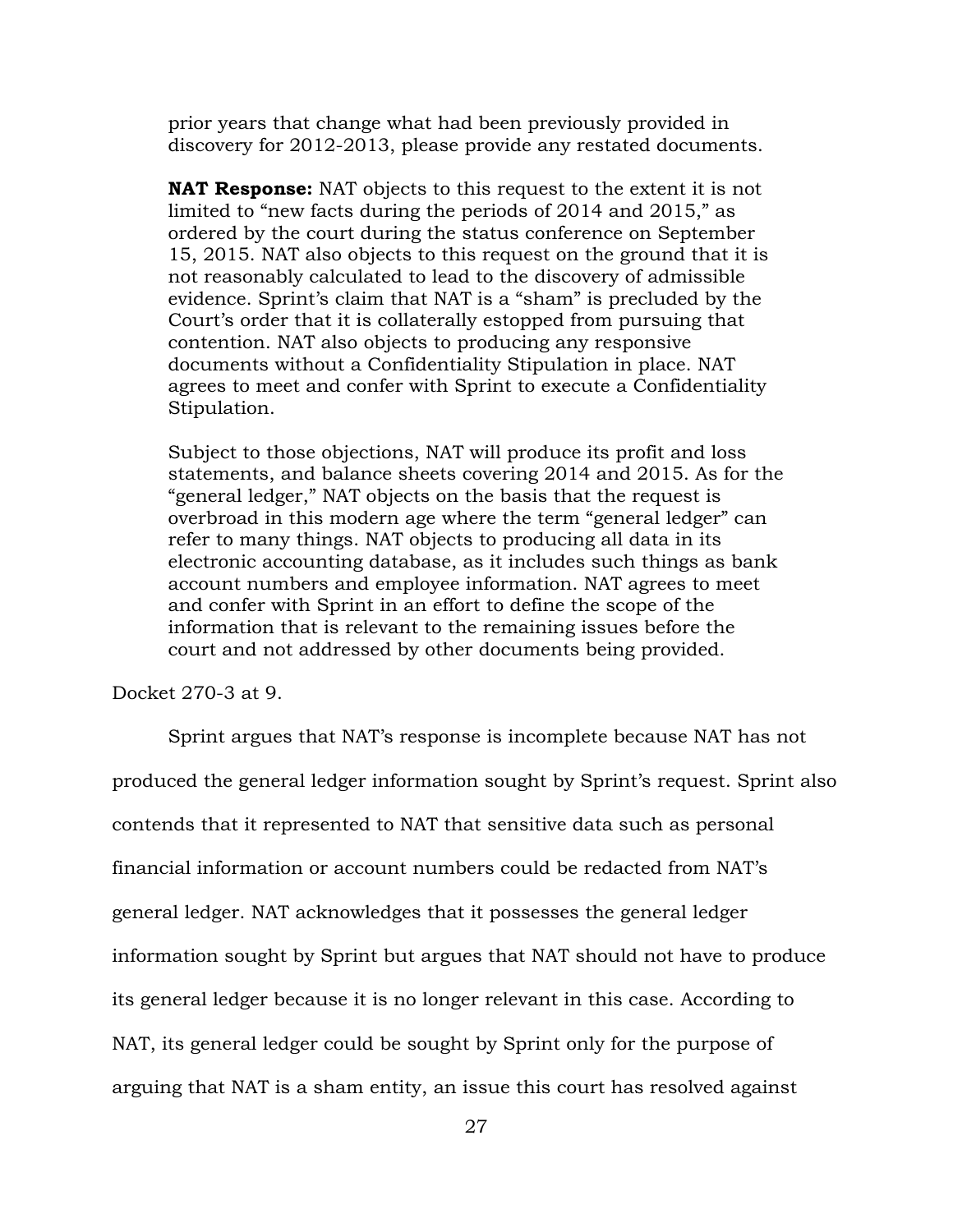> prior years that change what had been previously provided in discovery for 2012-2013, please provide any restated documents.
>
> **NAT Response:** NAT objects to this request to the extent it is not limited to "new facts during the periods of 2014 and 2015," as ordered by the court during the status conference on September 15, 2015. NAT also objects to this request on the ground that it is not reasonably calculated to lead to the discovery of admissible evidence. Sprint's claim that NAT is a "sham" is precluded by the Court's order that it is collaterally estopped from pursuing that contention. NAT also objects to producing any responsive documents without a Confidentiality Stipulation in place. NAT agrees to meet and confer with Sprint to execute a Confidentiality Stipulation.
>
> Subject to those objections, NAT will produce its profit and loss statements, and balance sheets covering 2014 and 2015. As for the "general ledger," NAT objects on the basis that the request is overbroad in this modern age where the term "general ledger" can refer to many things. NAT objects to producing all data in its electronic accounting database, as it includes such things as bank account numbers and employee information. NAT agrees to meet and confer with Sprint in an effort to define the scope of the information that is relevant to the remaining issues before the court and not addressed by other documents being provided.

Docket 270-3 at 9.

Sprint argues that NAT's response is incomplete because NAT has not produced the general ledger information sought by Sprint's request. Sprint also contends that it represented to NAT that sensitive data such as personal financial information or account numbers could be redacted from NAT's general ledger. NAT acknowledges that it possesses the general ledger information sought by Sprint but argues that NAT should not have to produce its general ledger because it is no longer relevant in this case. According to NAT, its general ledger could be sought by Sprint only for the purpose of arguing that NAT is a sham entity, an issue this court has resolved against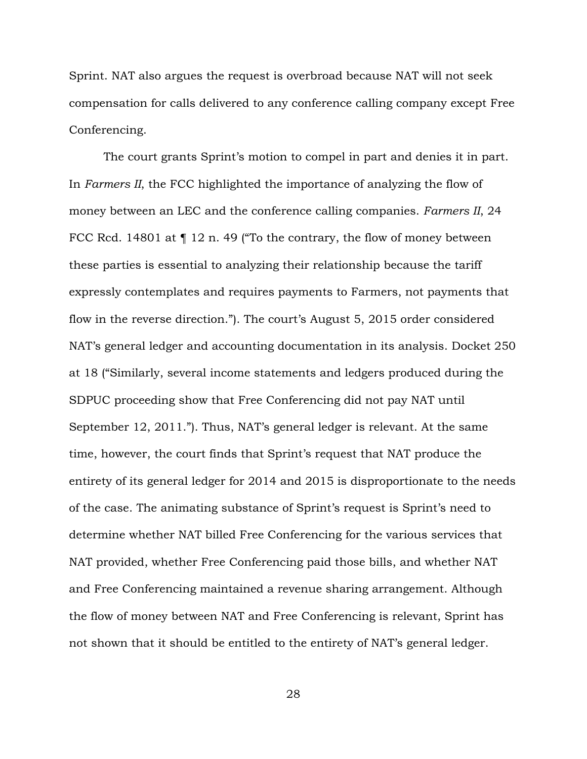Sprint. NAT also argues the request is overbroad because NAT will not seek compensation for calls delivered to any conference calling company except Free Conferencing.

The court grants Sprint's motion to compel in part and denies it in part. In *Farmers II*, the FCC highlighted the importance of analyzing the flow of money between an LEC and the conference calling companies. *Farmers II*, 24 FCC Rcd. 14801 at ¶ 12 n. 49 ("To the contrary, the flow of money between these parties is essential to analyzing their relationship because the tariff expressly contemplates and requires payments to Farmers, not payments that flow in the reverse direction."). The court's August 5, 2015 order considered NAT's general ledger and accounting documentation in its analysis. Docket 250 at 18 ("Similarly, several income statements and ledgers produced during the SDPUC proceeding show that Free Conferencing did not pay NAT until September 12, 2011."). Thus, NAT's general ledger is relevant. At the same time, however, the court finds that Sprint's request that NAT produce the entirety of its general ledger for 2014 and 2015 is disproportionate to the needs of the case. The animating substance of Sprint's request is Sprint's need to determine whether NAT billed Free Conferencing for the various services that NAT provided, whether Free Conferencing paid those bills, and whether NAT and Free Conferencing maintained a revenue sharing arrangement. Although the flow of money between NAT and Free Conferencing is relevant, Sprint has not shown that it should be entitled to the entirety of NAT's general ledger.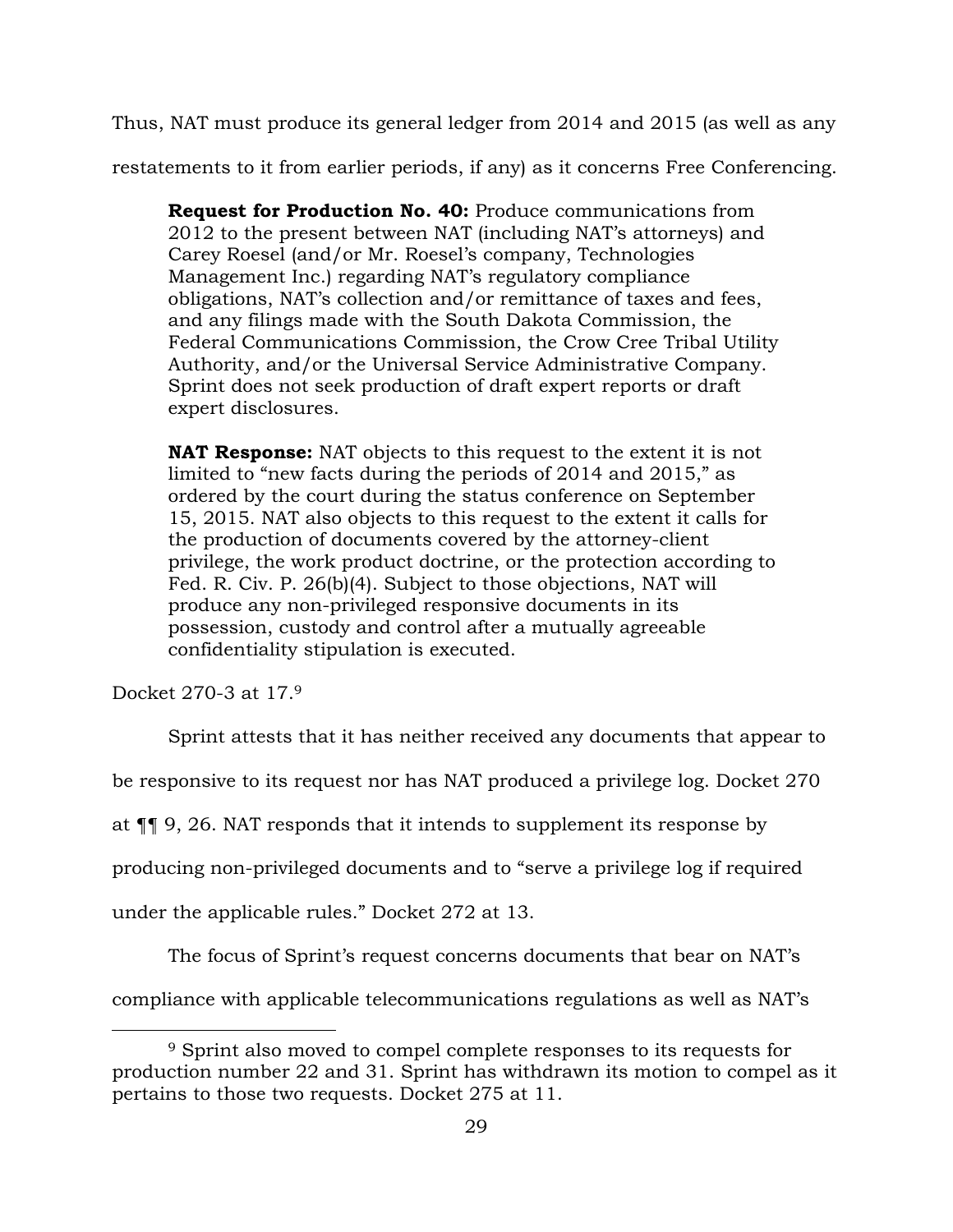Thus, NAT must produce its general ledger from 2014 and 2015 (as well as any restatements to it from earlier periods, if any) as it concerns Free Conferencing.

> **Request for Production No. 40:** Produce communications from 2012 to the present between NAT (including NAT's attorneys) and Carey Roesel (and/or Mr. Roesel's company, Technologies Management Inc.) regarding NAT's regulatory compliance obligations, NAT's collection and/or remittance of taxes and fees, and any filings made with the South Dakota Commission, the Federal Communications Commission, the Crow Cree Tribal Utility Authority, and/or the Universal Service Administrative Company. Sprint does not seek production of draft expert reports or draft expert disclosures.
>
> **NAT Response:** NAT objects to this request to the extent it is not limited to "new facts during the periods of 2014 and 2015," as ordered by the court during the status conference on September 15, 2015. NAT also objects to this request to the extent it calls for the production of documents covered by the attorney-client privilege, the work product doctrine, or the protection according to Fed. R. Civ. P. 26(b)(4). Subject to those objections, NAT will produce any non-privileged responsive documents in its possession, custody and control after a mutually agreeable confidentiality stipulation is executed.

Docket 270-3 at 17.[9]

Sprint attests that it has neither received any documents that appear to be responsive to its request nor has NAT produced a privilege log. Docket 270 at ¶¶ 9, 26. NAT responds that it intends to supplement its response by producing non-privileged documents and to "serve a privilege log if required under the applicable rules." Docket 272 at 13.

The focus of Sprint's request concerns documents that bear on NAT's compliance with applicable telecommunications regulations as well as NAT's

---

[9] Sprint also moved to compel complete responses to its requests for production number 22 and 31. Sprint has withdrawn its motion to compel as it pertains to those two requests. Docket 275 at 11.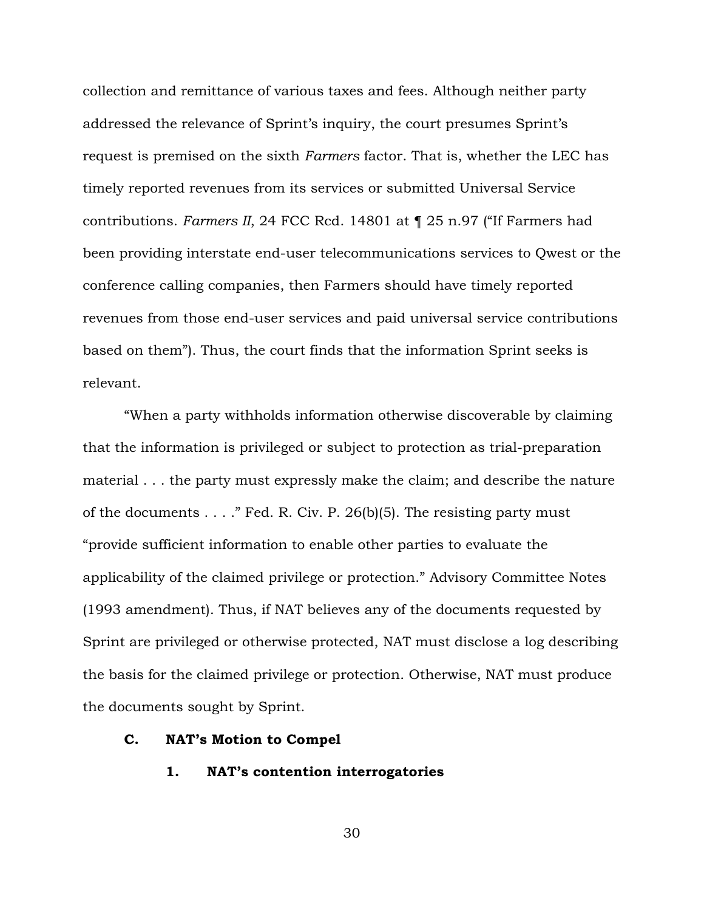collection and remittance of various taxes and fees. Although neither party addressed the relevance of Sprint's inquiry, the court presumes Sprint's request is premised on the sixth *Farmers* factor. That is, whether the LEC has timely reported revenues from its services or submitted Universal Service contributions. *Farmers II*, 24 FCC Rcd. 14801 at ¶ 25 n.97 ("If Farmers had been providing interstate end-user telecommunications services to Qwest or the conference calling companies, then Farmers should have timely reported revenues from those end-user services and paid universal service contributions based on them"). Thus, the court finds that the information Sprint seeks is relevant.

"When a party withholds information otherwise discoverable by claiming that the information is privileged or subject to protection as trial-preparation material . . . the party must expressly make the claim; and describe the nature of the documents . . . ." Fed. R. Civ. P. 26(b)(5). The resisting party must "provide sufficient information to enable other parties to evaluate the applicability of the claimed privilege or protection." Advisory Committee Notes (1993 amendment). Thus, if NAT believes any of the documents requested by Sprint are privileged or otherwise protected, NAT must disclose a log describing the basis for the claimed privilege or protection. Otherwise, NAT must produce the documents sought by Sprint.

### C. NAT's Motion to Compel

#### 1. NAT's contention interrogatories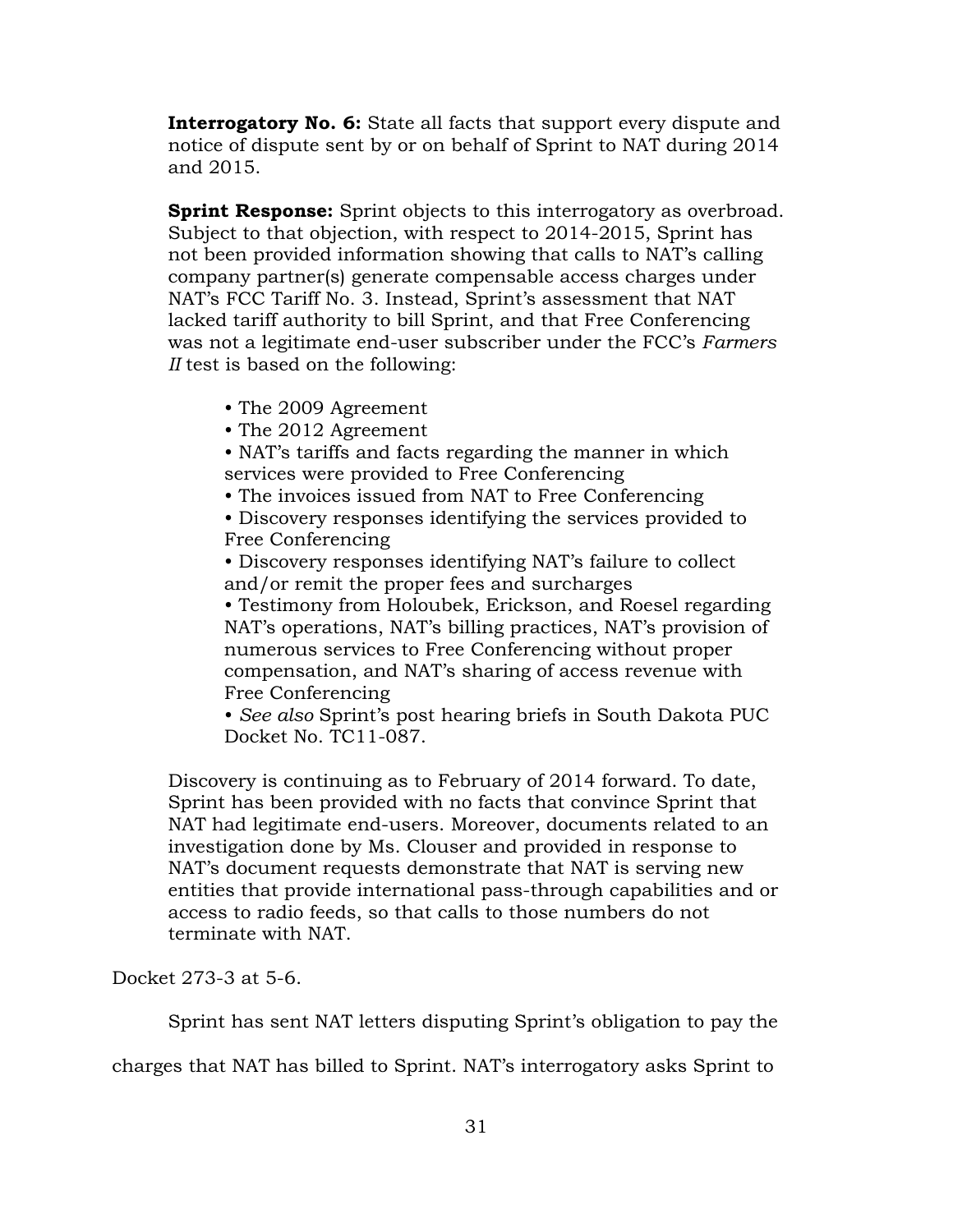**Interrogatory No. 6:** State all facts that support every dispute and notice of dispute sent by or on behalf of Sprint to NAT during 2014 and 2015.

**Sprint Response:** Sprint objects to this interrogatory as overbroad. Subject to that objection, with respect to 2014-2015, Sprint has not been provided information showing that calls to NAT's calling company partner(s) generate compensable access charges under NAT's FCC Tariff No. 3. Instead, Sprint's assessment that NAT lacked tariff authority to bill Sprint, and that Free Conferencing was not a legitimate end-user subscriber under the FCC's *Farmers II* test is based on the following:

- The 2009 Agreement
- The 2012 Agreement
- NAT's tariffs and facts regarding the manner in which services were provided to Free Conferencing
- The invoices issued from NAT to Free Conferencing
- Discovery responses identifying the services provided to Free Conferencing
- Discovery responses identifying NAT's failure to collect and/or remit the proper fees and surcharges
- Testimony from Holoubek, Erickson, and Roesel regarding NAT's operations, NAT's billing practices, NAT's provision of numerous services to Free Conferencing without proper compensation, and NAT's sharing of access revenue with Free Conferencing
- *See also* Sprint's post hearing briefs in South Dakota PUC Docket No. TC11-087.

Discovery is continuing as to February of 2014 forward. To date, Sprint has been provided with no facts that convince Sprint that NAT had legitimate end-users. Moreover, documents related to an investigation done by Ms. Clouser and provided in response to NAT's document requests demonstrate that NAT is serving new entities that provide international pass-through capabilities and or access to radio feeds, so that calls to those numbers do not terminate with NAT.

Docket 273-3 at 5-6.

Sprint has sent NAT letters disputing Sprint's obligation to pay the charges that NAT has billed to Sprint. NAT's interrogatory asks Sprint to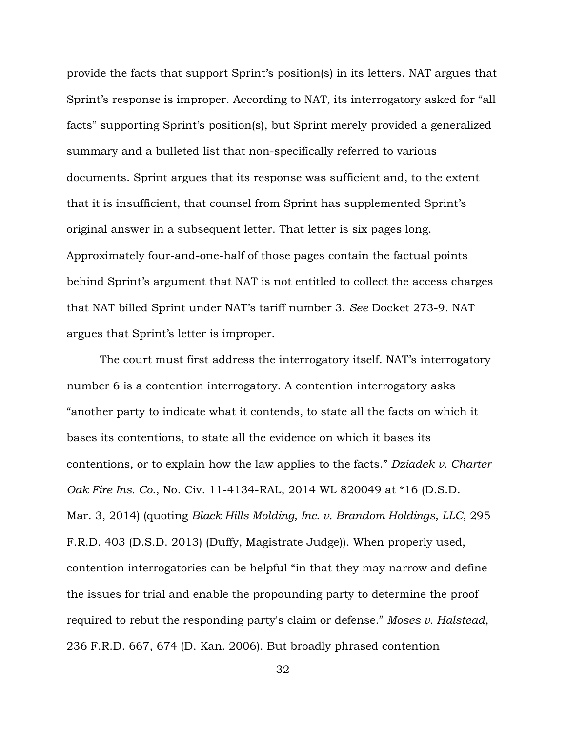provide the facts that support Sprint's position(s) in its letters. NAT argues that Sprint's response is improper. According to NAT, its interrogatory asked for "all facts" supporting Sprint's position(s), but Sprint merely provided a generalized summary and a bulleted list that non-specifically referred to various documents. Sprint argues that its response was sufficient and, to the extent that it is insufficient, that counsel from Sprint has supplemented Sprint's original answer in a subsequent letter. That letter is six pages long. Approximately four-and-one-half of those pages contain the factual points behind Sprint's argument that NAT is not entitled to collect the access charges that NAT billed Sprint under NAT's tariff number 3. *See* Docket 273-9. NAT argues that Sprint's letter is improper.

The court must first address the interrogatory itself. NAT's interrogatory number 6 is a contention interrogatory. A contention interrogatory asks "another party to indicate what it contends, to state all the facts on which it bases its contentions, to state all the evidence on which it bases its contentions, or to explain how the law applies to the facts." *Dziadek v. Charter Oak Fire Ins. Co.*, No. Civ. 11-4134-RAL, 2014 WL 820049 at *16 (D.S.D. Mar. 3, 2014) (quoting *Black Hills Molding, Inc. v. Brandom Holdings, LLC*, 295 F.R.D. 403 (D.S.D. 2013) (Duffy, Magistrate Judge)). When properly used, contention interrogatories can be helpful "in that they may narrow and define the issues for trial and enable the propounding party to determine the proof required to rebut the responding party's claim or defense." *Moses v. Halstead*, 236 F.R.D. 667, 674 (D. Kan. 2006). But broadly phrased contention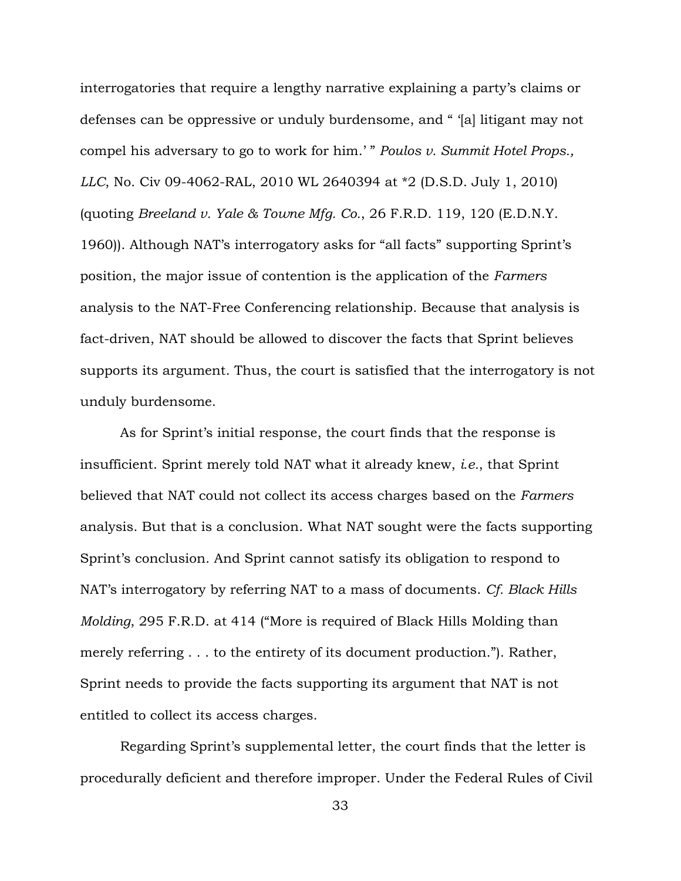interrogatories that require a lengthy narrative explaining a party's claims or defenses can be oppressive or unduly burdensome, and " '[a] litigant may not compel his adversary to go to work for him.' " *Poulos v. Summit Hotel Props., LLC*, No. Civ 09-4062-RAL, 2010 WL 2640394 at *2 (D.S.D. July 1, 2010) (quoting *Breeland v. Yale & Towne Mfg. Co.*, 26 F.R.D. 119, 120 (E.D.N.Y. 1960)). Although NAT's interrogatory asks for "all facts" supporting Sprint's position, the major issue of contention is the application of the *Farmers* analysis to the NAT-Free Conferencing relationship. Because that analysis is fact-driven, NAT should be allowed to discover the facts that Sprint believes supports its argument. Thus, the court is satisfied that the interrogatory is not unduly burdensome.

As for Sprint's initial response, the court finds that the response is insufficient. Sprint merely told NAT what it already knew, *i.e.*, that Sprint believed that NAT could not collect its access charges based on the *Farmers* analysis. But that is a conclusion. What NAT sought were the facts supporting Sprint's conclusion. And Sprint cannot satisfy its obligation to respond to NAT's interrogatory by referring NAT to a mass of documents. *Cf. Black Hills Molding*, 295 F.R.D. at 414 ("More is required of Black Hills Molding than merely referring . . . to the entirety of its document production."). Rather, Sprint needs to provide the facts supporting its argument that NAT is not entitled to collect its access charges.

Regarding Sprint's supplemental letter, the court finds that the letter is procedurally deficient and therefore improper. Under the Federal Rules of Civil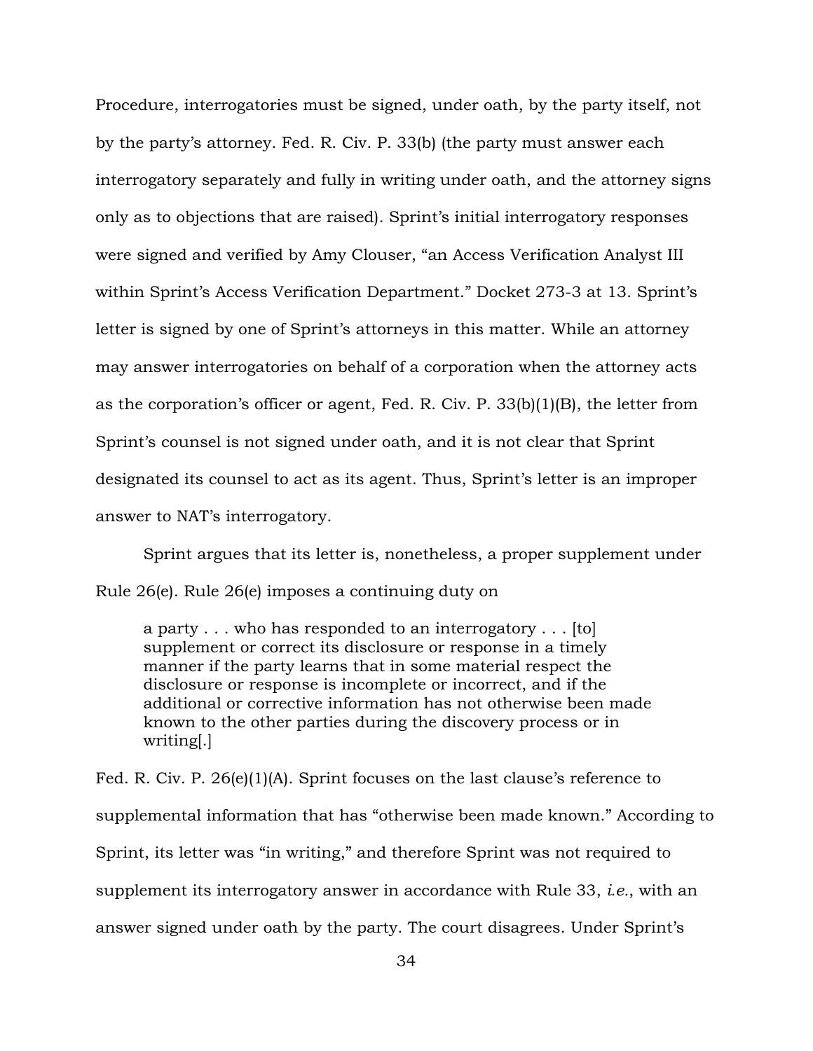Procedure, interrogatories must be signed, under oath, by the party itself, not by the party's attorney. Fed. R. Civ. P. 33(b) (the party must answer each interrogatory separately and fully in writing under oath, and the attorney signs only as to objections that are raised). Sprint's initial interrogatory responses were signed and verified by Amy Clouser, "an Access Verification Analyst III within Sprint's Access Verification Department." Docket 273-3 at 13. Sprint's letter is signed by one of Sprint's attorneys in this matter. While an attorney may answer interrogatories on behalf of a corporation when the attorney acts as the corporation's officer or agent, Fed. R. Civ. P. 33(b)(1)(B), the letter from Sprint's counsel is not signed under oath, and it is not clear that Sprint designated its counsel to act as its agent. Thus, Sprint's letter is an improper answer to NAT's interrogatory.

Sprint argues that its letter is, nonetheless, a proper supplement under Rule 26(e). Rule 26(e) imposes a continuing duty on

> a party . . . who has responded to an interrogatory . . . [to] supplement or correct its disclosure or response in a timely manner if the party learns that in some material respect the disclosure or response is incomplete or incorrect, and if the additional or corrective information has not otherwise been made known to the other parties during the discovery process or in writing[.]

Fed. R. Civ. P. 26(e)(1)(A). Sprint focuses on the last clause's reference to supplemental information that has "otherwise been made known." According to Sprint, its letter was "in writing," and therefore Sprint was not required to supplement its interrogatory answer in accordance with Rule 33, *i.e.*, with an answer signed under oath by the party. The court disagrees. Under Sprint's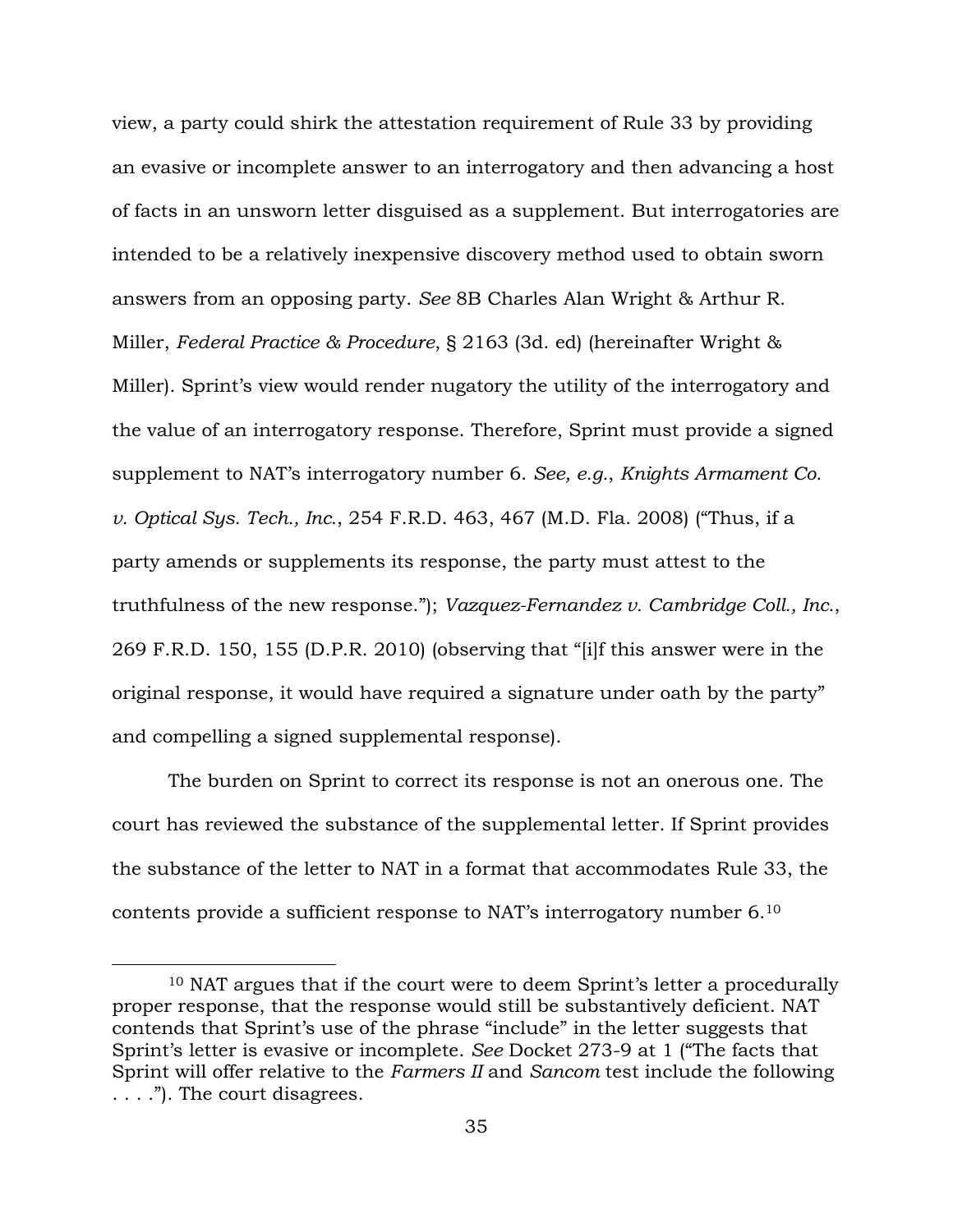view, a party could shirk the attestation requirement of Rule 33 by providing an evasive or incomplete answer to an interrogatory and then advancing a host of facts in an unsworn letter disguised as a supplement. But interrogatories are intended to be a relatively inexpensive discovery method used to obtain sworn answers from an opposing party. *See* 8B Charles Alan Wright & Arthur R. Miller, *Federal Practice & Procedure*, § 2163 (3d. ed) (hereinafter Wright & Miller). Sprint's view would render nugatory the utility of the interrogatory and the value of an interrogatory response. Therefore, Sprint must provide a signed supplement to NAT's interrogatory number 6. *See, e.g.*, *Knights Armament Co. v. Optical Sys. Tech., Inc.*, 254 F.R.D. 463, 467 (M.D. Fla. 2008) ("Thus, if a party amends or supplements its response, the party must attest to the truthfulness of the new response."); *Vazquez-Fernandez v. Cambridge Coll., Inc.*, 269 F.R.D. 150, 155 (D.P.R. 2010) (observing that "[i]f this answer were in the original response, it would have required a signature under oath by the party" and compelling a signed supplemental response).

The burden on Sprint to correct its response is not an onerous one. The court has reviewed the substance of the supplemental letter. If Sprint provides the substance of the letter to NAT in a format that accommodates Rule 33, the contents provide a sufficient response to NAT's interrogatory number 6.[10]

---

[10] NAT argues that if the court were to deem Sprint's letter a procedurally proper response, that the response would still be substantively deficient. NAT contends that Sprint's use of the phrase "include" in the letter suggests that Sprint's letter is evasive or incomplete. *See* Docket 273-9 at 1 ("The facts that Sprint will offer relative to the *Farmers II* and *Sancom* test include the following . . . ."). The court disagrees.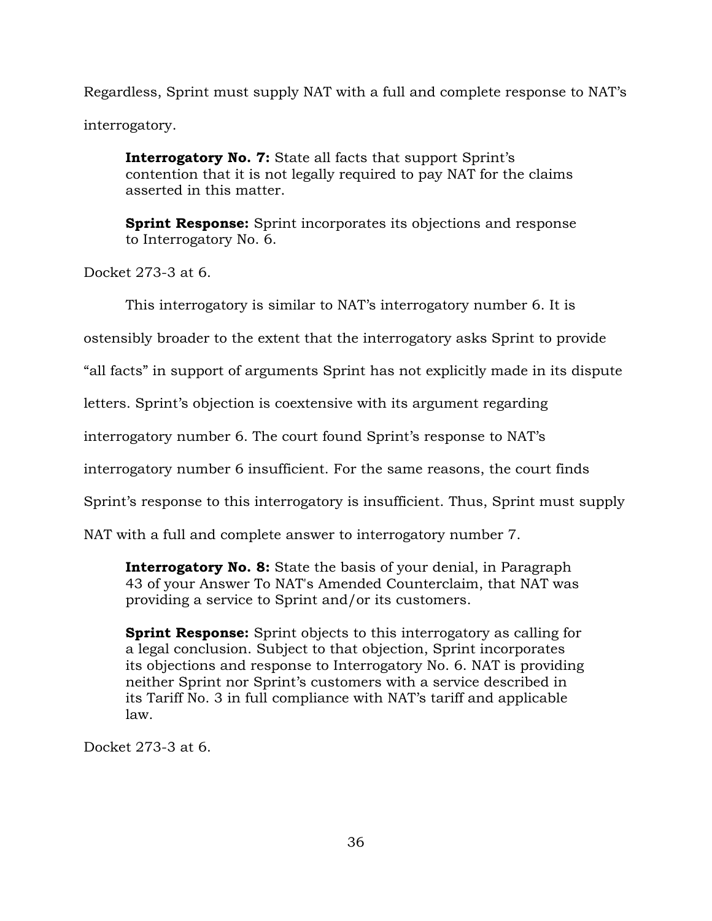Regardless, Sprint must supply NAT with a full and complete response to NAT's interrogatory.

> **Interrogatory No. 7:** State all facts that support Sprint's contention that it is not legally required to pay NAT for the claims asserted in this matter.
>
> **Sprint Response:** Sprint incorporates its objections and response to Interrogatory No. 6.

Docket 273-3 at 6.

This interrogatory is similar to NAT's interrogatory number 6. It is ostensibly broader to the extent that the interrogatory asks Sprint to provide "all facts" in support of arguments Sprint has not explicitly made in its dispute letters. Sprint's objection is coextensive with its argument regarding interrogatory number 6. The court found Sprint's response to NAT's interrogatory number 6 insufficient. For the same reasons, the court finds Sprint's response to this interrogatory is insufficient. Thus, Sprint must supply NAT with a full and complete answer to interrogatory number 7.

> **Interrogatory No. 8:** State the basis of your denial, in Paragraph 43 of your Answer To NAT's Amended Counterclaim, that NAT was providing a service to Sprint and/or its customers.
>
> **Sprint Response:** Sprint objects to this interrogatory as calling for a legal conclusion. Subject to that objection, Sprint incorporates its objections and response to Interrogatory No. 6. NAT is providing neither Sprint nor Sprint's customers with a service described in its Tariff No. 3 in full compliance with NAT's tariff and applicable law.

Docket 273-3 at 6.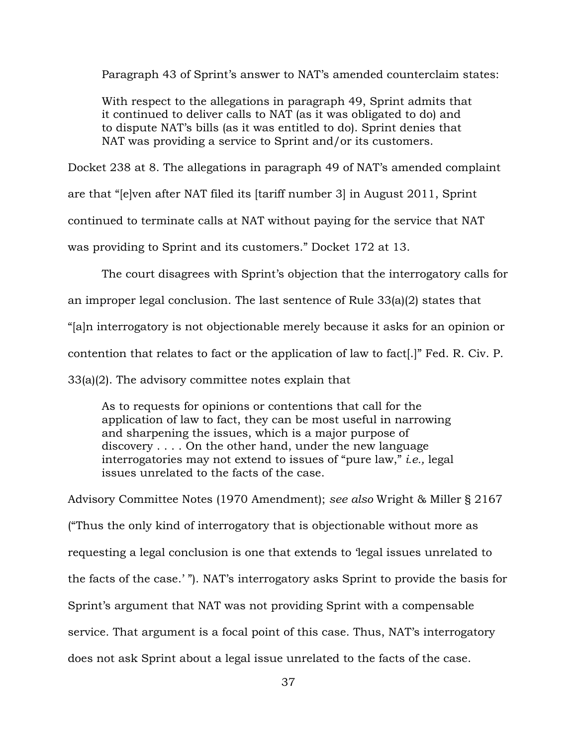Paragraph 43 of Sprint's answer to NAT's amended counterclaim states:

> With respect to the allegations in paragraph 49, Sprint admits that it continued to deliver calls to NAT (as it was obligated to do) and to dispute NAT's bills (as it was entitled to do). Sprint denies that NAT was providing a service to Sprint and/or its customers.

Docket 238 at 8. The allegations in paragraph 49 of NAT's amended complaint are that "[e]ven after NAT filed its [tariff number 3] in August 2011, Sprint continued to terminate calls at NAT without paying for the service that NAT was providing to Sprint and its customers." Docket 172 at 13.

The court disagrees with Sprint's objection that the interrogatory calls for an improper legal conclusion. The last sentence of Rule 33(a)(2) states that "[a]n interrogatory is not objectionable merely because it asks for an opinion or contention that relates to fact or the application of law to fact[.]" Fed. R. Civ. P. 33(a)(2). The advisory committee notes explain that

> As to requests for opinions or contentions that call for the application of law to fact, they can be most useful in narrowing and sharpening the issues, which is a major purpose of discovery . . . . On the other hand, under the new language interrogatories may not extend to issues of "pure law," *i.e.,* legal issues unrelated to the facts of the case.

Advisory Committee Notes (1970 Amendment); *see also* Wright & Miller § 2167 ("Thus the only kind of interrogatory that is objectionable without more as requesting a legal conclusion is one that extends to 'legal issues unrelated to the facts of the case.' "). NAT's interrogatory asks Sprint to provide the basis for Sprint's argument that NAT was not providing Sprint with a compensable service. That argument is a focal point of this case. Thus, NAT's interrogatory does not ask Sprint about a legal issue unrelated to the facts of the case.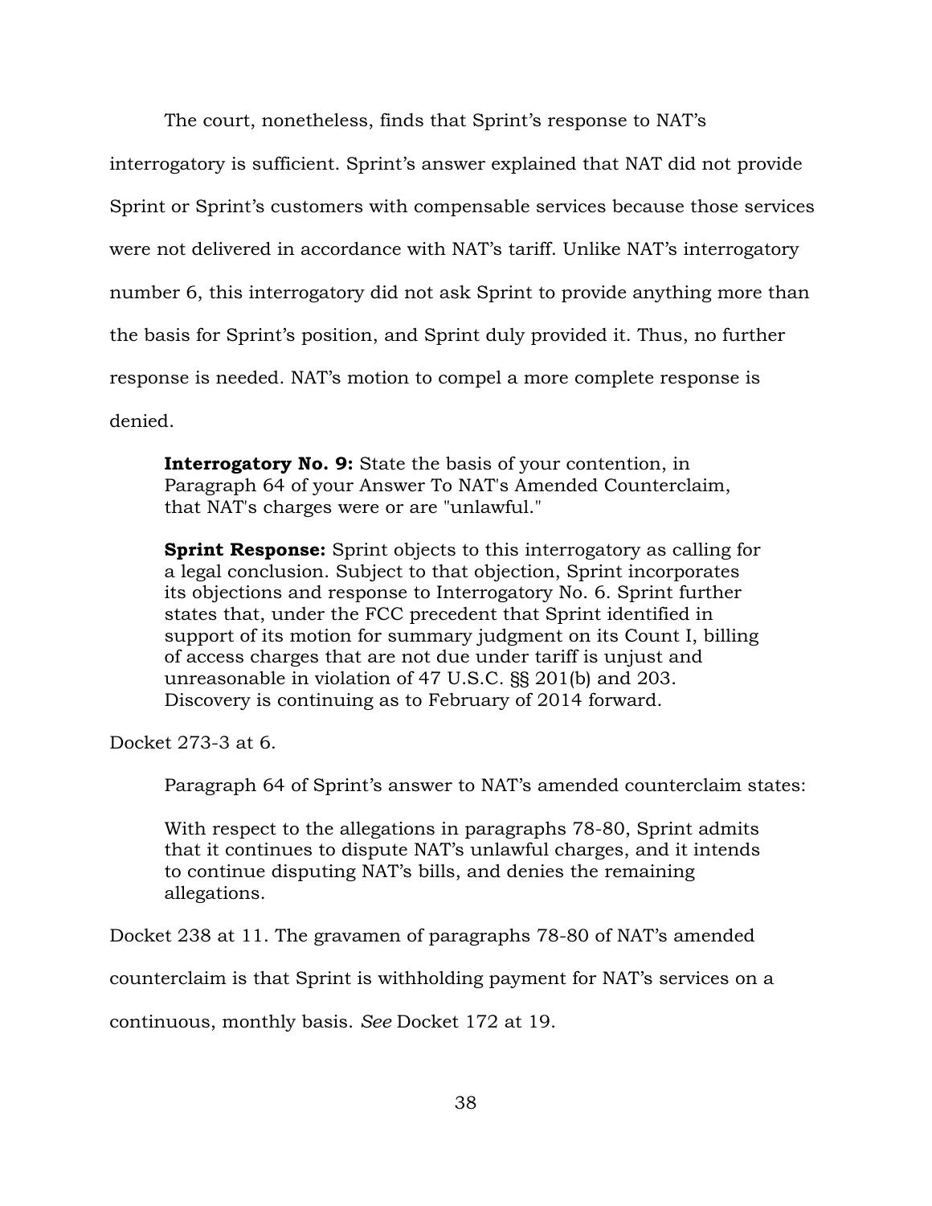The court, nonetheless, finds that Sprint's response to NAT's interrogatory is sufficient. Sprint's answer explained that NAT did not provide Sprint or Sprint's customers with compensable services because those services were not delivered in accordance with NAT's tariff. Unlike NAT's interrogatory number 6, this interrogatory did not ask Sprint to provide anything more than the basis for Sprint's position, and Sprint duly provided it. Thus, no further response is needed. NAT's motion to compel a more complete response is denied.

> **Interrogatory No. 9:** State the basis of your contention, in Paragraph 64 of your Answer To NAT's Amended Counterclaim, that NAT's charges were or are "unlawful."
>
> **Sprint Response:** Sprint objects to this interrogatory as calling for a legal conclusion. Subject to that objection, Sprint incorporates its objections and response to Interrogatory No. 6. Sprint further states that, under the FCC precedent that Sprint identified in support of its motion for summary judgment on its Count I, billing of access charges that are not due under tariff is unjust and unreasonable in violation of 47 U.S.C. §§ 201(b) and 203. Discovery is continuing as to February of 2014 forward.

Docket 273-3 at 6.

Paragraph 64 of Sprint's answer to NAT's amended counterclaim states:

> With respect to the allegations in paragraphs 78-80, Sprint admits that it continues to dispute NAT's unlawful charges, and it intends to continue disputing NAT's bills, and denies the remaining allegations.

Docket 238 at 11. The gravamen of paragraphs 78-80 of NAT's amended counterclaim is that Sprint is withholding payment for NAT's services on a continuous, monthly basis. *See* Docket 172 at 19.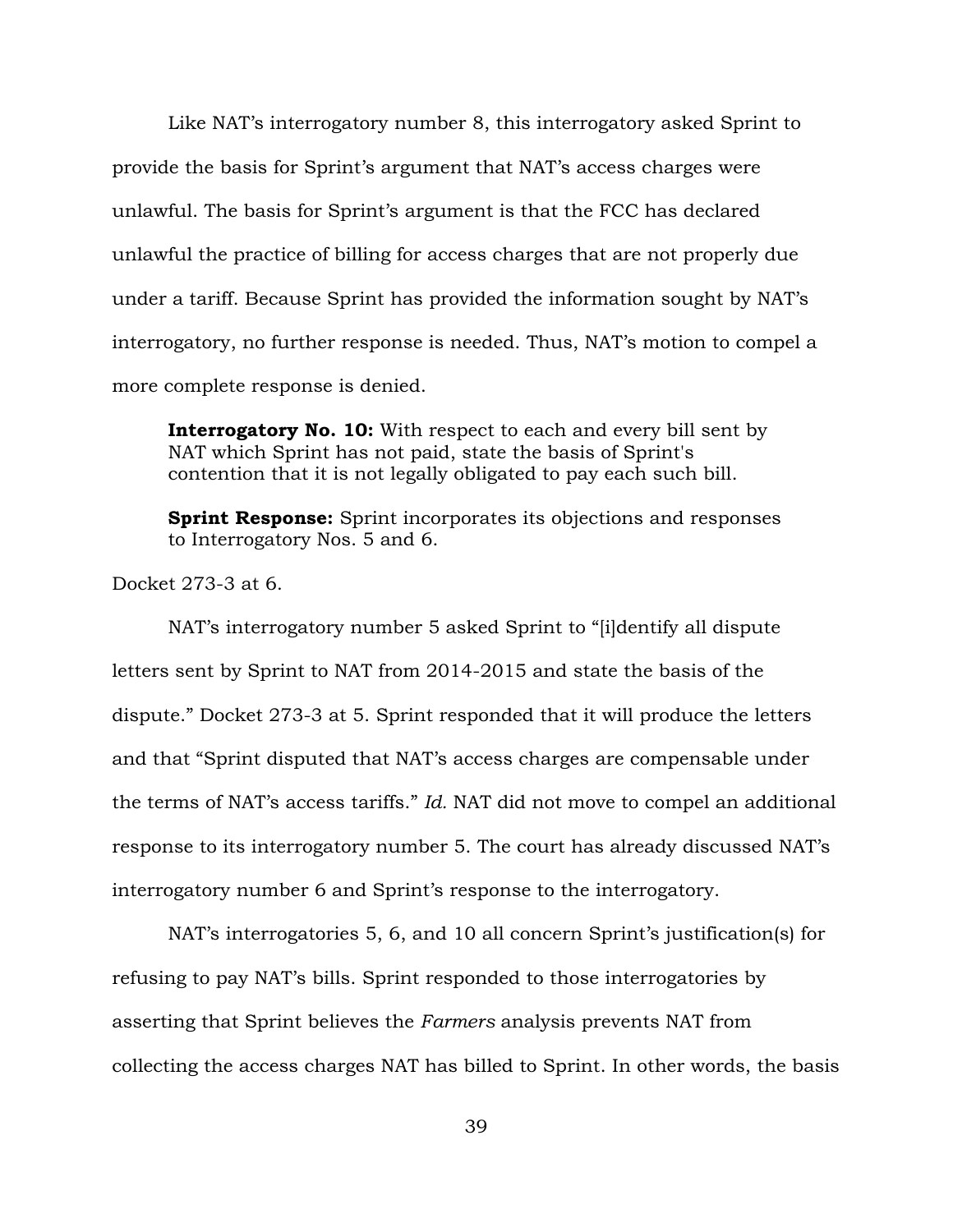Like NAT's interrogatory number 8, this interrogatory asked Sprint to provide the basis for Sprint's argument that NAT's access charges were unlawful. The basis for Sprint's argument is that the FCC has declared unlawful the practice of billing for access charges that are not properly due under a tariff. Because Sprint has provided the information sought by NAT's interrogatory, no further response is needed. Thus, NAT's motion to compel a more complete response is denied.

> **Interrogatory No. 10:** With respect to each and every bill sent by NAT which Sprint has not paid, state the basis of Sprint's contention that it is not legally obligated to pay each such bill.
>
> **Sprint Response:** Sprint incorporates its objections and responses to Interrogatory Nos. 5 and 6.

Docket 273-3 at 6.

NAT's interrogatory number 5 asked Sprint to "[i]dentify all dispute letters sent by Sprint to NAT from 2014-2015 and state the basis of the dispute." Docket 273-3 at 5. Sprint responded that it will produce the letters and that "Sprint disputed that NAT's access charges are compensable under the terms of NAT's access tariffs." *Id.* NAT did not move to compel an additional response to its interrogatory number 5. The court has already discussed NAT's interrogatory number 6 and Sprint's response to the interrogatory.

NAT's interrogatories 5, 6, and 10 all concern Sprint's justification(s) for refusing to pay NAT's bills. Sprint responded to those interrogatories by asserting that Sprint believes the *Farmers* analysis prevents NAT from collecting the access charges NAT has billed to Sprint. In other words, the basis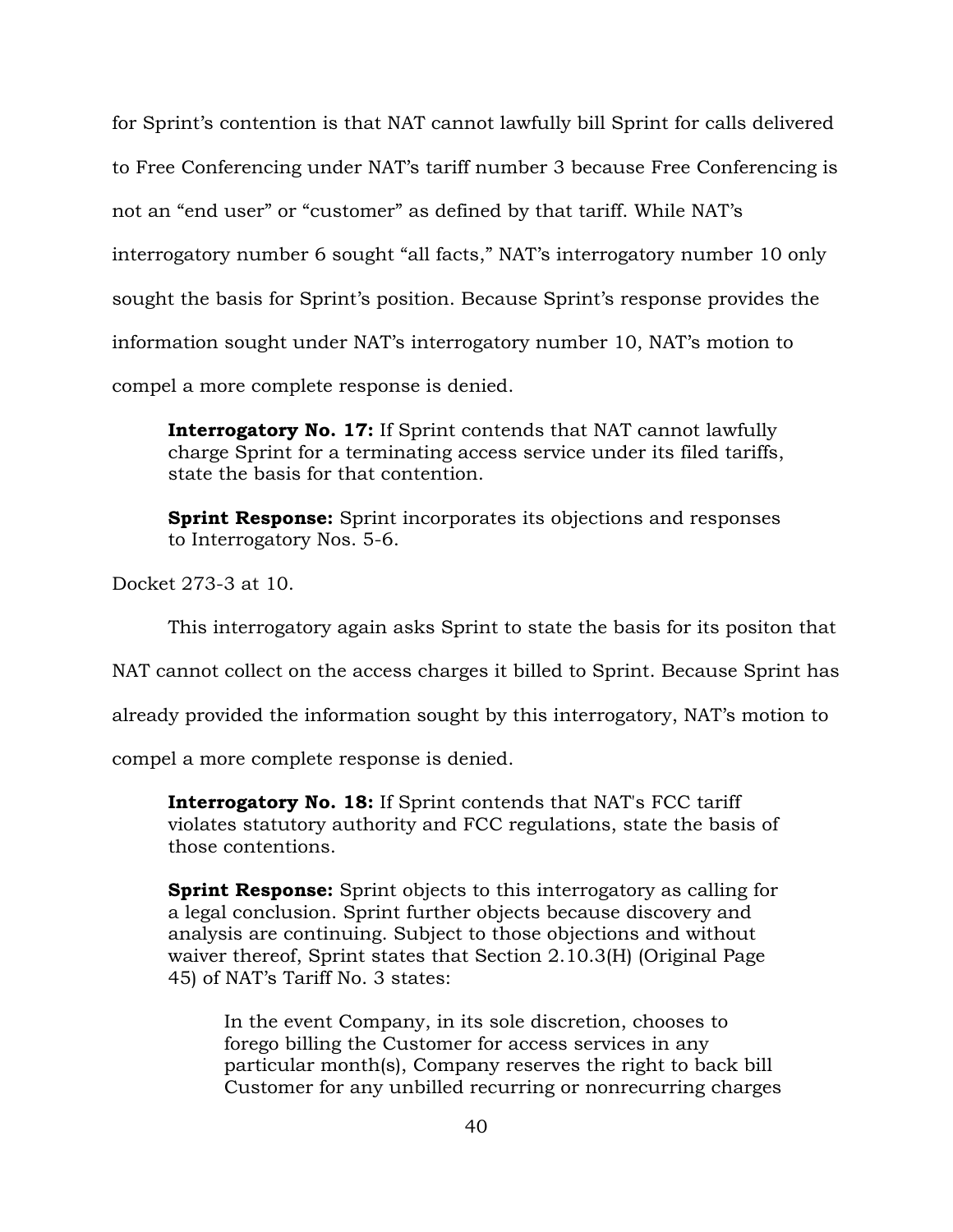for Sprint's contention is that NAT cannot lawfully bill Sprint for calls delivered to Free Conferencing under NAT's tariff number 3 because Free Conferencing is not an "end user" or "customer" as defined by that tariff. While NAT's interrogatory number 6 sought "all facts," NAT's interrogatory number 10 only sought the basis for Sprint's position. Because Sprint's response provides the information sought under NAT's interrogatory number 10, NAT's motion to compel a more complete response is denied.

> **Interrogatory No. 17:** If Sprint contends that NAT cannot lawfully charge Sprint for a terminating access service under its filed tariffs, state the basis for that contention.
>
> **Sprint Response:** Sprint incorporates its objections and responses to Interrogatory Nos. 5-6.

Docket 273-3 at 10.

This interrogatory again asks Sprint to state the basis for its positon that NAT cannot collect on the access charges it billed to Sprint. Because Sprint has already provided the information sought by this interrogatory, NAT's motion to compel a more complete response is denied.

> **Interrogatory No. 18:** If Sprint contends that NAT's FCC tariff violates statutory authority and FCC regulations, state the basis of those contentions.
>
> **Sprint Response:** Sprint objects to this interrogatory as calling for a legal conclusion. Sprint further objects because discovery and analysis are continuing. Subject to those objections and without waiver thereof, Sprint states that Section 2.10.3(H) (Original Page 45) of NAT's Tariff No. 3 states:
>
> > In the event Company, in its sole discretion, chooses to forego billing the Customer for access services in any particular month(s), Company reserves the right to back bill Customer for any unbilled recurring or nonrecurring charges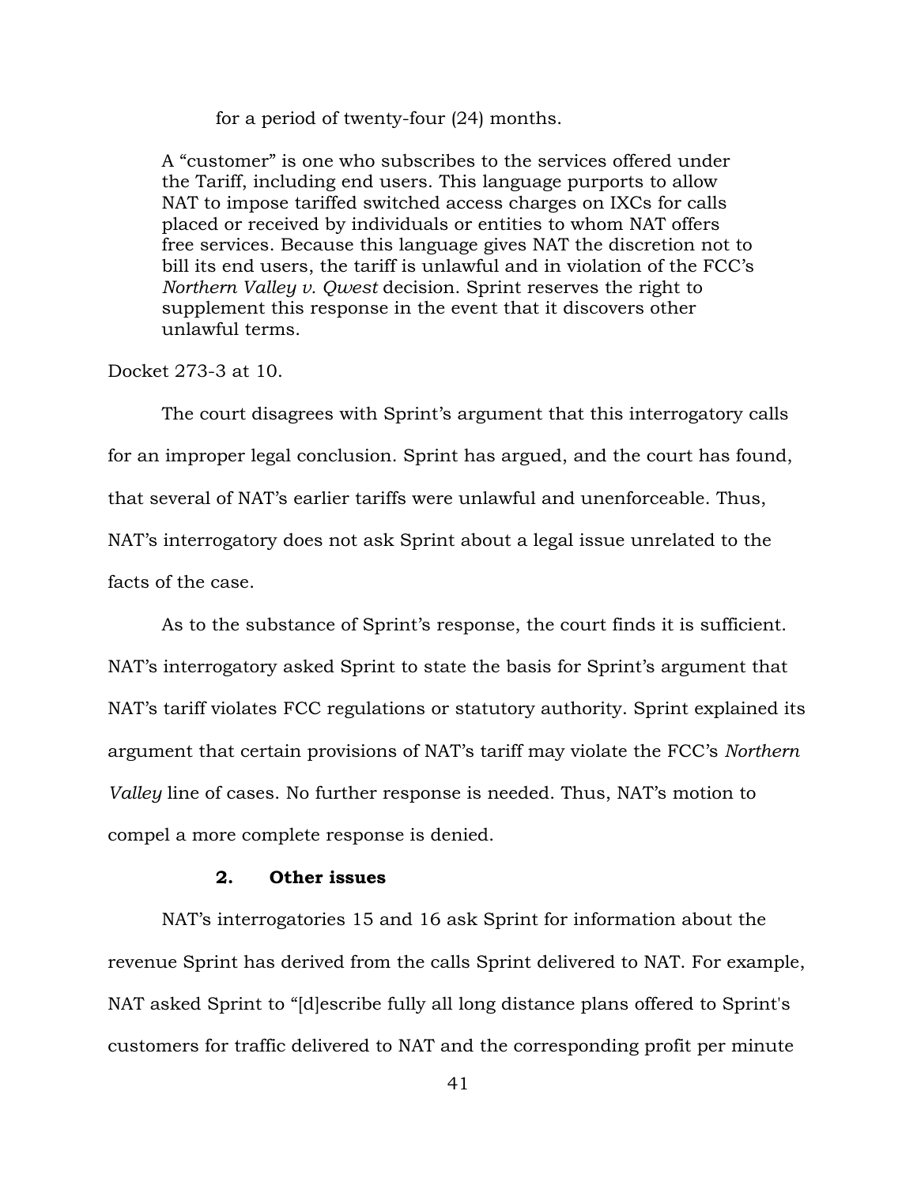> for a period of twenty-four (24) months.
>
> A "customer" is one who subscribes to the services offered under the Tariff, including end users. This language purports to allow NAT to impose tariffed switched access charges on IXCs for calls placed or received by individuals or entities to whom NAT offers free services. Because this language gives NAT the discretion not to bill its end users, the tariff is unlawful and in violation of the FCC's *Northern Valley v. Qwest* decision. Sprint reserves the right to supplement this response in the event that it discovers other unlawful terms.

Docket 273-3 at 10.

The court disagrees with Sprint's argument that this interrogatory calls for an improper legal conclusion. Sprint has argued, and the court has found, that several of NAT's earlier tariffs were unlawful and unenforceable. Thus, NAT's interrogatory does not ask Sprint about a legal issue unrelated to the facts of the case.

As to the substance of Sprint's response, the court finds it is sufficient. NAT's interrogatory asked Sprint to state the basis for Sprint's argument that NAT's tariff violates FCC regulations or statutory authority. Sprint explained its argument that certain provisions of NAT's tariff may violate the FCC's *Northern Valley* line of cases. No further response is needed. Thus, NAT's motion to compel a more complete response is denied.

### 2. Other issues

NAT's interrogatories 15 and 16 ask Sprint for information about the revenue Sprint has derived from the calls Sprint delivered to NAT. For example, NAT asked Sprint to "[d]escribe fully all long distance plans offered to Sprint's customers for traffic delivered to NAT and the corresponding profit per minute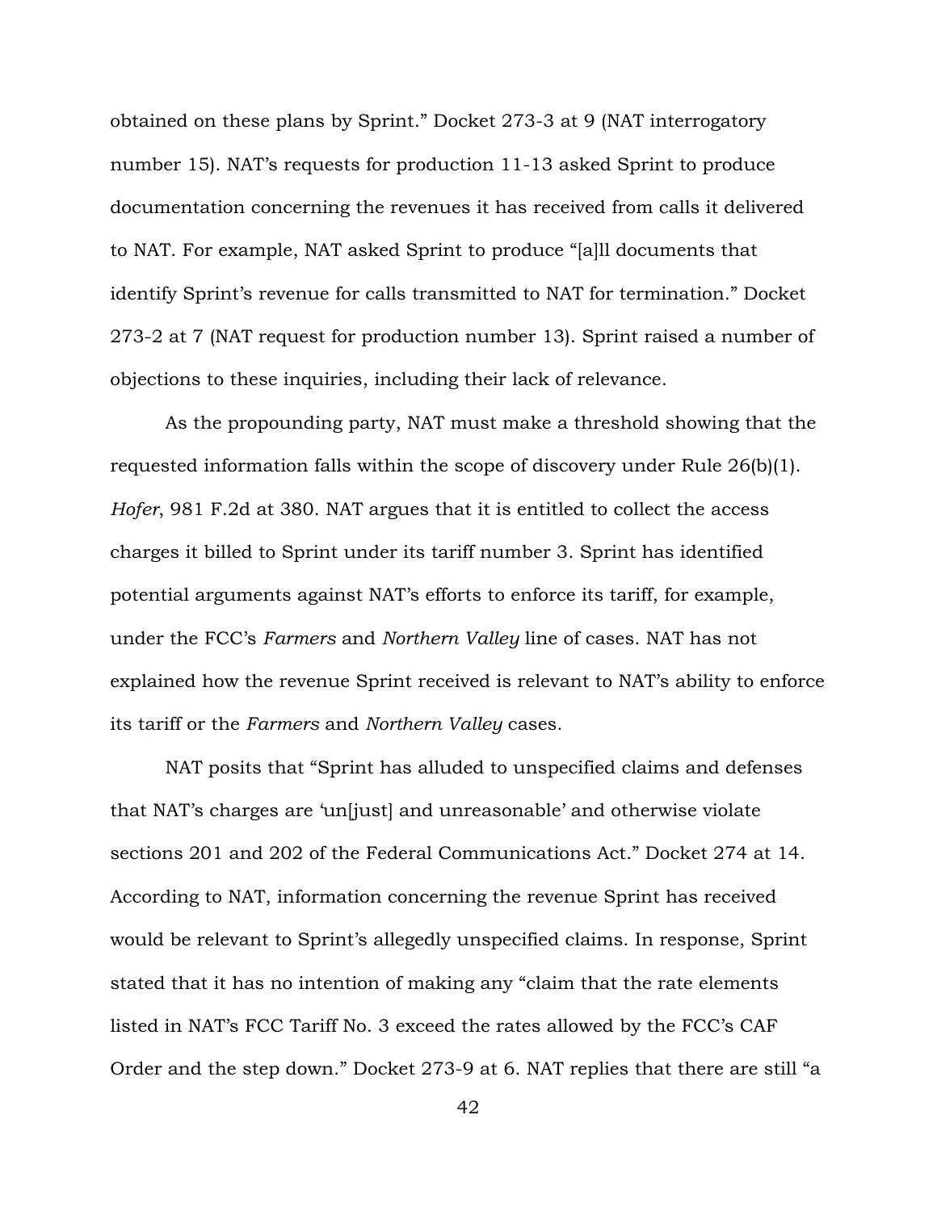obtained on these plans by Sprint." Docket 273-3 at 9 (NAT interrogatory number 15). NAT's requests for production 11-13 asked Sprint to produce documentation concerning the revenues it has received from calls it delivered to NAT. For example, NAT asked Sprint to produce "[a]ll documents that identify Sprint's revenue for calls transmitted to NAT for termination." Docket 273-2 at 7 (NAT request for production number 13). Sprint raised a number of objections to these inquiries, including their lack of relevance.

As the propounding party, NAT must make a threshold showing that the requested information falls within the scope of discovery under Rule 26(b)(1). *Hofer*, 981 F.2d at 380. NAT argues that it is entitled to collect the access charges it billed to Sprint under its tariff number 3. Sprint has identified potential arguments against NAT's efforts to enforce its tariff, for example, under the FCC's *Farmers* and *Northern Valley* line of cases. NAT has not explained how the revenue Sprint received is relevant to NAT's ability to enforce its tariff or the *Farmers* and *Northern Valley* cases.

NAT posits that "Sprint has alluded to unspecified claims and defenses that NAT's charges are 'un[just] and unreasonable' and otherwise violate sections 201 and 202 of the Federal Communications Act." Docket 274 at 14. According to NAT, information concerning the revenue Sprint has received would be relevant to Sprint's allegedly unspecified claims. In response, Sprint stated that it has no intention of making any "claim that the rate elements listed in NAT's FCC Tariff No. 3 exceed the rates allowed by the FCC's CAF Order and the step down." Docket 273-9 at 6. NAT replies that there are still "a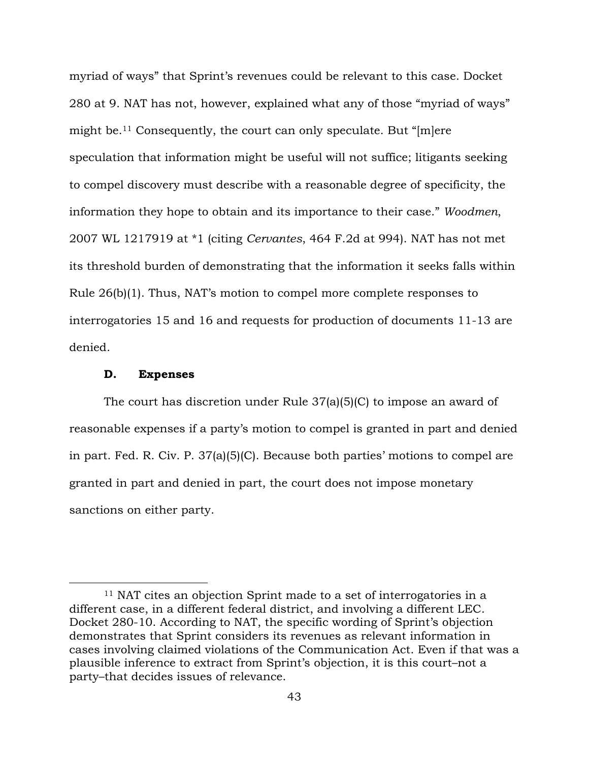myriad of ways" that Sprint's revenues could be relevant to this case. Docket 280 at 9. NAT has not, however, explained what any of those "myriad of ways" might be.[11] Consequently, the court can only speculate. But "[m]ere speculation that information might be useful will not suffice; litigants seeking to compel discovery must describe with a reasonable degree of specificity, the information they hope to obtain and its importance to their case." *Woodmen*, 2007 WL 1217919 at *1 (citing *Cervantes*, 464 F.2d at 994). NAT has not met its threshold burden of demonstrating that the information it seeks falls within Rule 26(b)(1). Thus, NAT's motion to compel more complete responses to interrogatories 15 and 16 and requests for production of documents 11-13 are denied.

### D. Expenses

The court has discretion under Rule 37(a)(5)(C) to impose an award of reasonable expenses if a party's motion to compel is granted in part and denied in part. Fed. R. Civ. P. 37(a)(5)(C). Because both parties' motions to compel are granted in part and denied in part, the court does not impose monetary sanctions on either party.

---

[11] NAT cites an objection Sprint made to a set of interrogatories in a different case, in a different federal district, and involving a different LEC. Docket 280-10. According to NAT, the specific wording of Sprint's objection demonstrates that Sprint considers its revenues as relevant information in cases involving claimed violations of the Communication Act. Even if that was a plausible inference to extract from Sprint's objection, it is this court–not a party–that decides issues of relevance.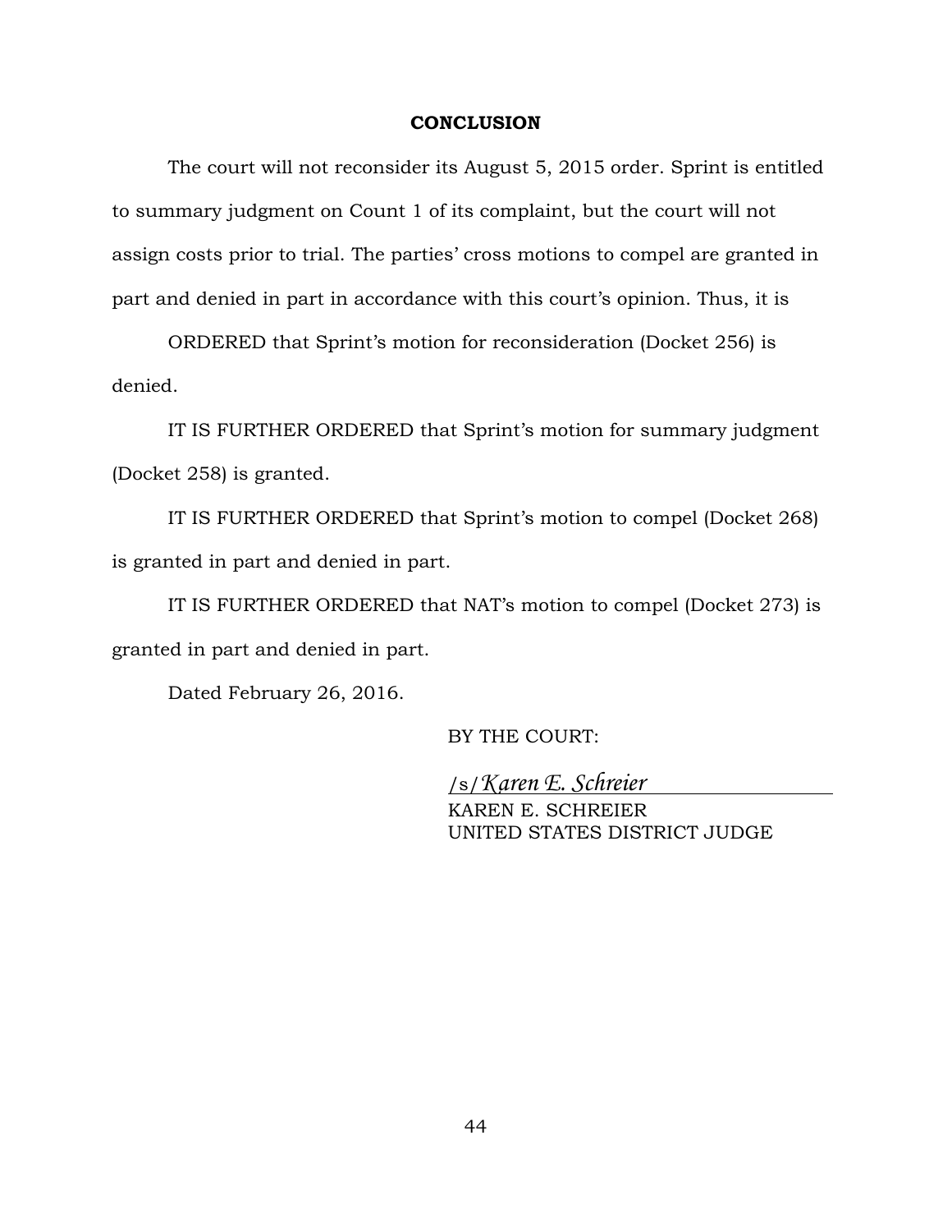**CONCLUSION**

The court will not reconsider its August 5, 2015 order. Sprint is entitled to summary judgment on Count 1 of its complaint, but the court will not assign costs prior to trial. The parties' cross motions to compel are granted in part and denied in part in accordance with this court's opinion. Thus, it is

ORDERED that Sprint's motion for reconsideration (Docket 256) is denied.

IT IS FURTHER ORDERED that Sprint's motion for summary judgment (Docket 258) is granted.

IT IS FURTHER ORDERED that Sprint's motion to compel (Docket 268) is granted in part and denied in part.

IT IS FURTHER ORDERED that NAT's motion to compel (Docket 273) is granted in part and denied in part.

Dated February 26, 2016.

BY THE COURT:

/s/ *Karen E. Schreier*
KAREN E. SCHREIER
UNITED STATES DISTRICT JUDGE